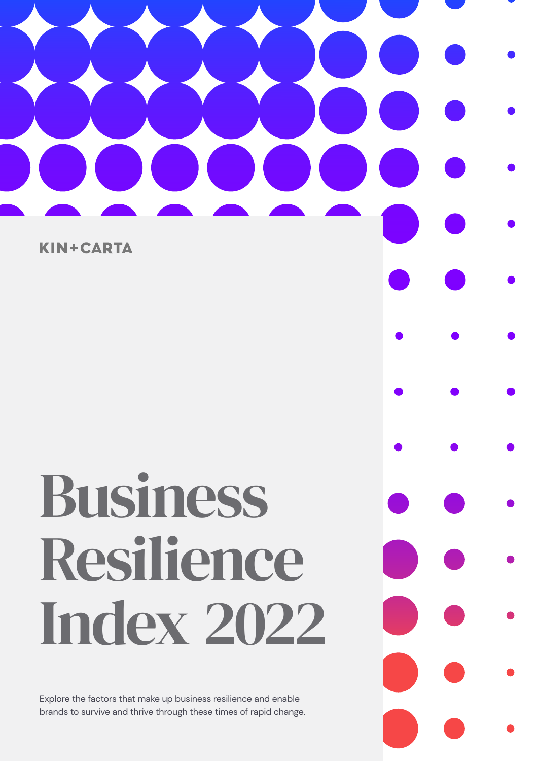KIN+CARTA

# Business Resilience Index 2022

Explore the factors that make up business resilience and enable brands to survive and thrive through these times of rapid change.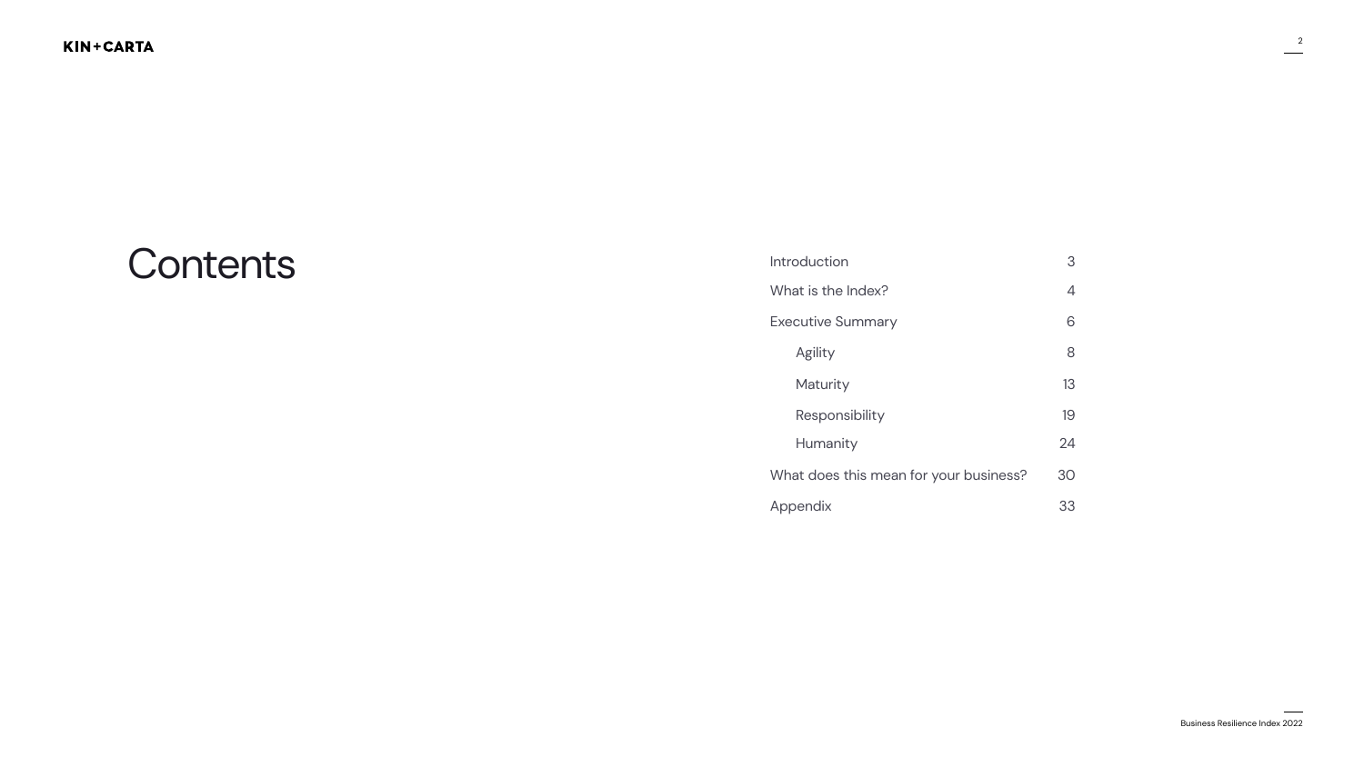# Contents

| | |
|---|---|
| Introduction | 3 |
| What is the Index? | 4 |
| Executive Summary | 6 |
| Agility | 8 |
| Maturity | 13 |
| Responsibility | 19 |
| Humanity | 24 |
| What does this mean for your business? | 30 |
| Appendix | 33 |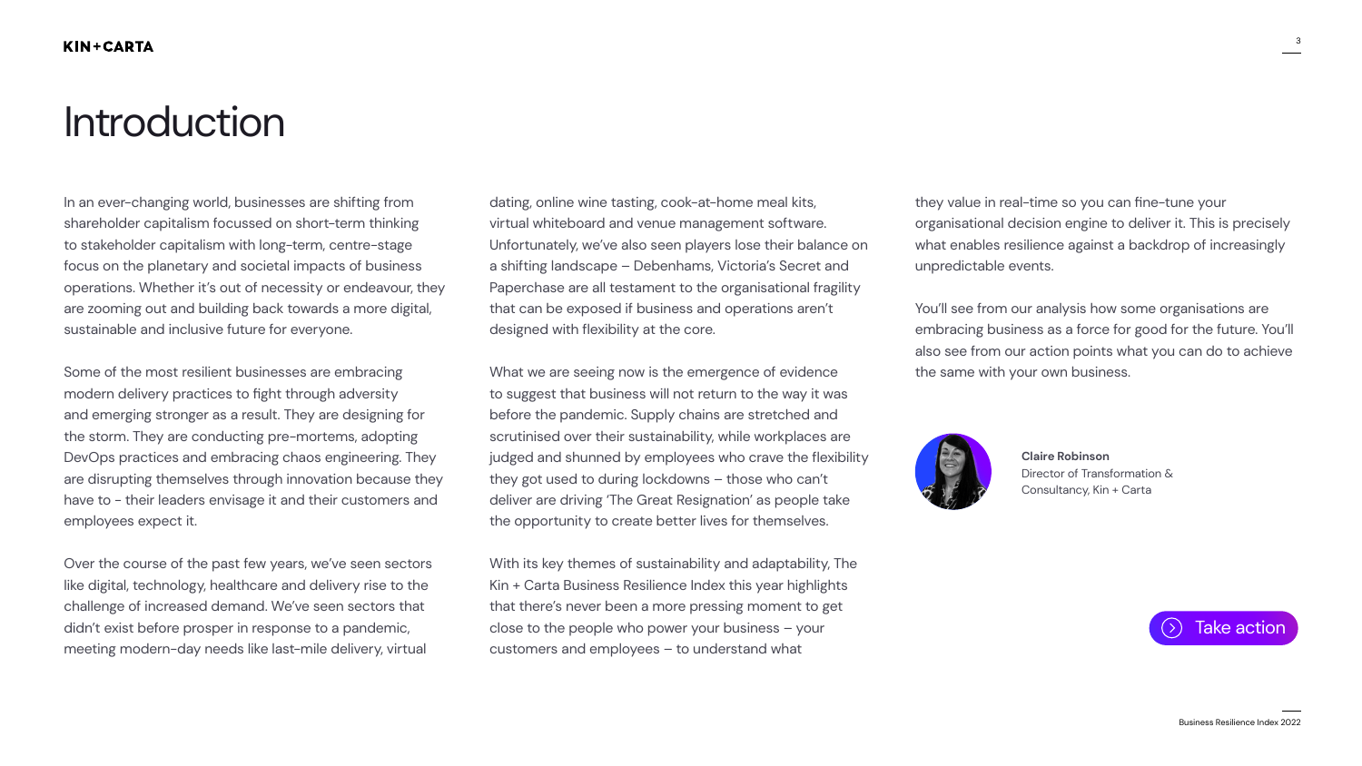# Introduction

In an ever-changing world, businesses are shifting from shareholder capitalism focussed on short-term thinking to stakeholder capitalism with long-term, centre-stage focus on the planetary and societal impacts of business operations. Whether it's out of necessity or endeavour, they are zooming out and building back towards a more digital, sustainable and inclusive future for everyone.

Some of the most resilient businesses are embracing modern delivery practices to fight through adversity and emerging stronger as a result. They are designing for the storm. They are conducting pre-mortems, adopting DevOps practices and embracing chaos engineering. They are disrupting themselves through innovation because they have to - their leaders envisage it and their customers and employees expect it.

Over the course of the past few years, we've seen sectors like digital, technology, healthcare and delivery rise to the challenge of increased demand. We've seen sectors that didn't exist before prosper in response to a pandemic, meeting modern-day needs like last-mile delivery, virtual dating, online wine tasting, cook-at-home meal kits, virtual whiteboard and venue management software. Unfortunately, we've also seen players lose their balance on a shifting landscape – Debenhams, Victoria's Secret and Paperchase are all testament to the organisational fragility that can be exposed if business and operations aren't designed with flexibility at the core.

What we are seeing now is the emergence of evidence to suggest that business will not return to the way it was before the pandemic. Supply chains are stretched and scrutinised over their sustainability, while workplaces are judged and shunned by employees who crave the flexibility they got used to during lockdowns – those who can't deliver are driving 'The Great Resignation' as people take the opportunity to create better lives for themselves.

With its key themes of sustainability and adaptability, The Kin + Carta Business Resilience Index this year highlights that there's never been a more pressing moment to get close to the people who power your business – your customers and employees – to understand what they value in real-time so you can fine-tune your organisational decision engine to deliver it. This is precisely what enables resilience against a backdrop of increasingly unpredictable events.

You'll see from our analysis how some organisations are embracing business as a force for good for the future. You'll also see from our action points what you can do to achieve the same with your own business.

**Claire Robinson**
Director of Transformation & Consultancy, Kin + Carta

Take action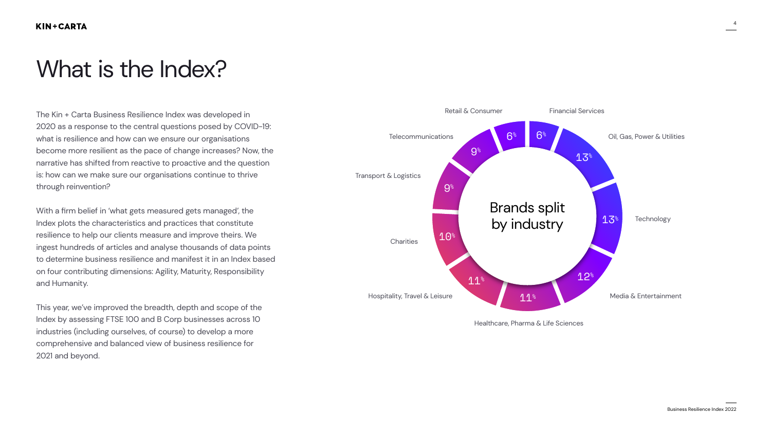# What is the Index?

The Kin + Carta Business Resilience Index was developed in 2020 as a response to the central questions posed by COVID-19: what is resilience and how can we ensure our organisations become more resilient as the pace of change increases? Now, the narrative has shifted from reactive to proactive and the question is: how can we make sure our organisations continue to thrive through reinvention?

With a firm belief in 'what gets measured gets managed', the Index plots the characteristics and practices that constitute resilience to help our clients measure and improve theirs. We ingest hundreds of articles and analyse thousands of data points to determine business resilience and manifest it in an Index based on four contributing dimensions: Agility, Maturity, Responsibility and Humanity.

This year, we've improved the breadth, depth and scope of the Index by assessing FTSE 100 and B Corp businesses across 10 industries (including ourselves, of course) to develop a more comprehensive and balanced view of business resilience for 2021 and beyond.

**Brands split by industry**

| Industry | Share |
| --- | --- |
| Financial Services | 6% |
| Oil, Gas, Power & Utilities | 13% |
| Technology | 13% |
| Media & Entertainment | 12% |
| Healthcare, Pharma & Life Sciences | 11% |
| Hospitality, Travel & Leisure | 11% |
| Charities | 10% |
| Transport & Logistics | 9% |
| Telecommunications | 9% |
| Retail & Consumer | 6% |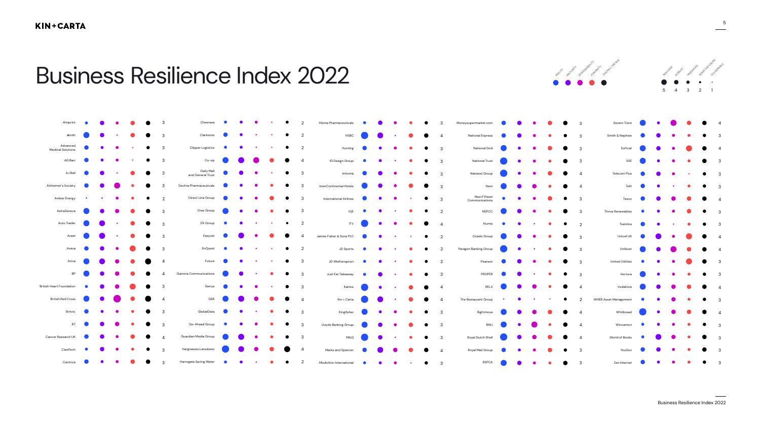# Business Resilience Index 2022

Legend (columns): Agility, Maturity, Responsibility, Humanity, Overall Rating

Legend (dot size): Resilient 5, Robust 4, Moderate 3, Some Exposure 2, Vulnerable 1

| Company | Overall Rating |
|---|---|
| 4imprint | 3 |
| abrdn | 3 |
| Advanced Medical Solutions | 3 |
| AG Barr | 3 |
| AJ Bell | 3 |
| Alzheimer's Society | 3 |
| Amber Energy | 2 |
| AstraZeneca | 3 |
| Auto Trader | 3 |
| Avast | 3 |
| Aveva | 3 |
| Aviva | 4 |
| BP | 4 |
| British Heart Foundation | 3 |
| British Red Cross | 4 |
| Britvic | 3 |
| BT | 3 |
| Cancer Research UK | 4 |
| CareTech | 3 |
| Centrica | 3 |
| Chesnara | 2 |
| Clarksons | 2 |
| Clipper Logistics | 2 |
| Co-op | 4 |
| Daily Mail and General Trust | 3 |
| Dechra Pharmaceuticals | 3 |
| Direct Line Group | 3 |
| Drax Group | 3 |
| DX Group | 2 |
| EasyJet | 4 |
| EnQuest | 2 |
| Future | 3 |
| Gamma Communications | 3 |
| Genus | 3 |
| GSK | 4 |
| GlobalData | 3 |
| Go-Ahead Group | 3 |
| Guardian Media Group | 3 |
| Hargreaves Lansdown | 4 |
| Harrogate Spring Water | 2 |
| Hikma Pharmaceuticals | 3 |
| HSBC | 4 |
| Hunting | 3 |
| IG Design Group | 3 |
| Informa | 3 |
| InterContinental Hotels | 3 |
| International Airlines | 3 |
| IQE | 2 |
| ITV | 4 |
| James Fisher & Sons PLC | 2 |
| JD Sports | 2 |
| JD Wetherspoon | 2 |
| Just Eat Takeaway | 3 |
| Kainos | 4 |
| Kin + Carta | 4 |
| Kingfisher | 3 |
| Lloyds Banking Group | 3 |
| M&G | 3 |
| Marks and Spencer | 4 |
| Mediclinic International | 3 |
| Moneysupermarket.com | 3 |
| National Express | 3 |
| National Grid | 3 |
| National Trust | 3 |
| Natwest Group | 4 |
| Next | 4 |
| Next Fifteen Communications | 3 |
| NSPCC | 3 |
| Numis | 2 |
| Ocado Group | 3 |
| Paragon Banking Group | 3 |
| Pearson | 3 |
| PROPER | 3 |
| RELX | 4 |
| The Restaurant Group | 2 |
| Rightmove | 4 |
| RNLI | 4 |
| Royal Dutch Shell | 4 |
| Royal Mail Group | 3 |
| RSPCA | 3 |
| Severn Trent | 4 |
| Smith & Nephew | 3 |
| Softcat | 4 |
| SSE | 3 |
| Telecom Plus | 3 |
| Telit | 3 |
| Tesco | 4 |
| Thrive Renewables | 3 |
| Trainline | 3 |
| Unicef UK | 4 |
| Unilever | 4 |
| United Utilities | 3 |
| Vectura | 3 |
| Vodafone | 4 |
| WHEB Asset Management | 3 |
| Whitbread | 4 |
| Wincanton | 3 |
| World of Books | 3 |
| YouGov | 3 |
| Zen Internet | 3 |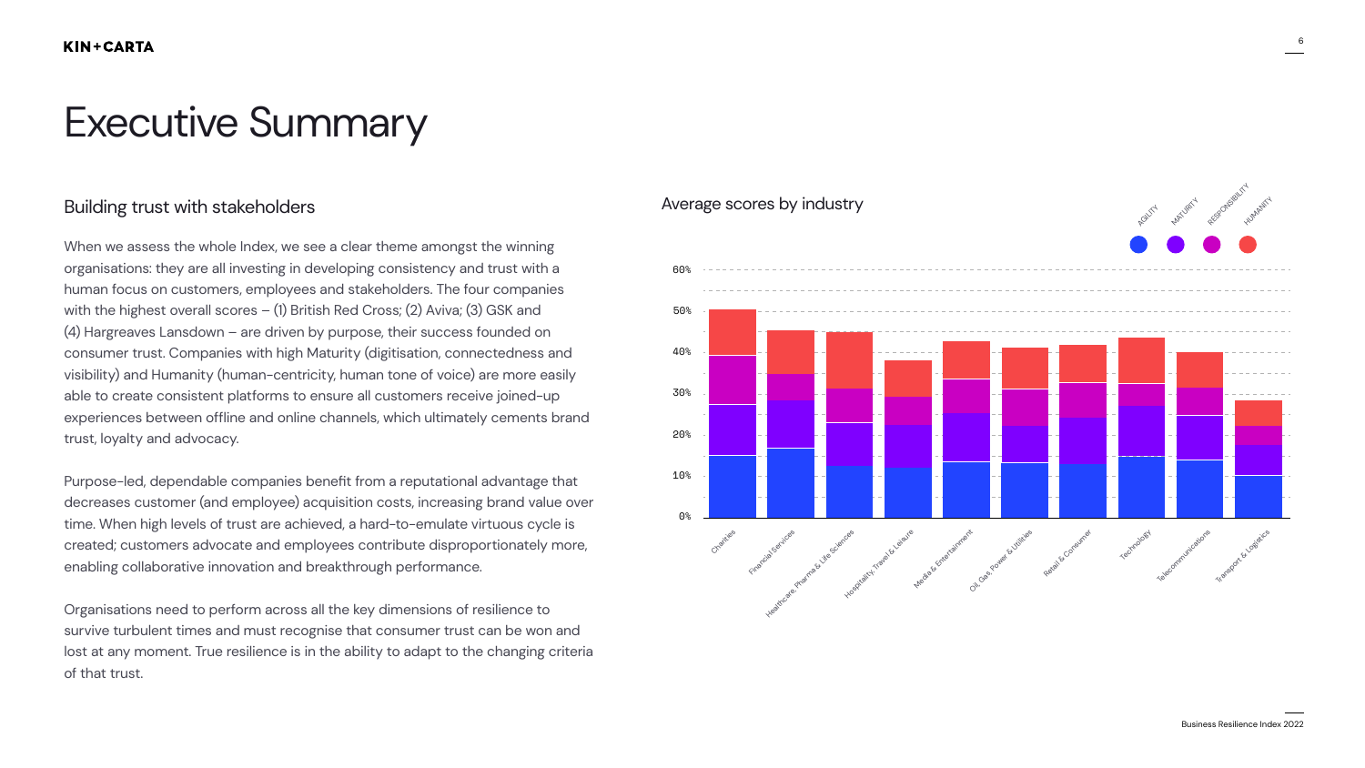# Executive Summary

## Building trust with stakeholders

When we assess the whole Index, we see a clear theme amongst the winning organisations: they are all investing in developing consistency and trust with a human focus on customers, employees and stakeholders. The four companies with the highest overall scores – (1) British Red Cross; (2) Aviva; (3) GSK and (4) Hargreaves Lansdown – are driven by purpose, their success founded on consumer trust. Companies with high Maturity (digitisation, connectedness and visibility) and Humanity (human-centricity, human tone of voice) are more easily able to create consistent platforms to ensure all customers receive joined-up experiences between offline and online channels, which ultimately cements brand trust, loyalty and advocacy.

Purpose-led, dependable companies benefit from a reputational advantage that decreases customer (and employee) acquisition costs, increasing brand value over time. When high levels of trust are achieved, a hard-to-emulate virtuous cycle is created; customers advocate and employees contribute disproportionately more, enabling collaborative innovation and breakthrough performance.

Organisations need to perform across all the key dimensions of resilience to survive turbulent times and must recognise that consumer trust can be won and lost at any moment. True resilience is in the ability to adapt to the changing criteria of that trust.

Average scores by industry

Legend: Agility, Maturity, Responsibility, Humanity

Industries: Charities; Financial Services; Healthcare, Pharma & Life Sciences; Hospitality, Travel & Leisure; Media & Entertainment; Oil, Gas, Power & Utilities; Retail & Consumer; Technology; Telecommunications; Transport & Logistics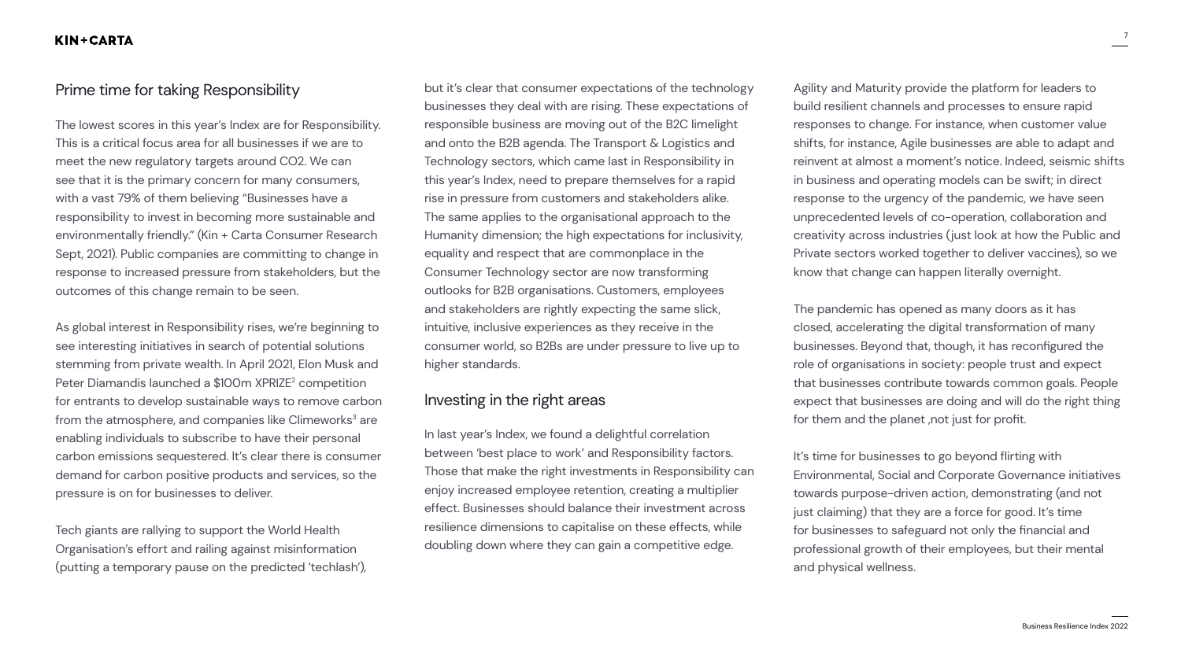## Prime time for taking Responsibility

The lowest scores in this year's Index are for Responsibility. This is a critical focus area for all businesses if we are to meet the new regulatory targets around CO2. We can see that it is the primary concern for many consumers, with a vast 79% of them believing "Businesses have a responsibility to invest in becoming more sustainable and environmentally friendly." (Kin + Carta Consumer Research Sept, 2021). Public companies are committing to change in response to increased pressure from stakeholders, but the outcomes of this change remain to be seen.

As global interest in Responsibility rises, we're beginning to see interesting initiatives in search of potential solutions stemming from private wealth. In April 2021, Elon Musk and Peter Diamandis launched a $100m XPRIZE[2] competition for entrants to develop sustainable ways to remove carbon from the atmosphere, and companies like Climeworks[3] are enabling individuals to subscribe to have their personal carbon emissions sequestered. It's clear there is consumer demand for carbon positive products and services, so the pressure is on for businesses to deliver.

Tech giants are rallying to support the World Health Organisation's effort and railing against misinformation (putting a temporary pause on the predicted 'techlash'), but it's clear that consumer expectations of the technology businesses they deal with are rising. These expectations of responsible business are moving out of the B2C limelight and onto the B2B agenda. The Transport & Logistics and Technology sectors, which came last in Responsibility in this year's Index, need to prepare themselves for a rapid rise in pressure from customers and stakeholders alike. The same applies to the organisational approach to the Humanity dimension; the high expectations for inclusivity, equality and respect that are commonplace in the Consumer Technology sector are now transforming outlooks for B2B organisations. Customers, employees and stakeholders are rightly expecting the same slick, intuitive, inclusive experiences as they receive in the consumer world, so B2Bs are under pressure to live up to higher standards.

## Investing in the right areas

In last year's Index, we found a delightful correlation between 'best place to work' and Responsibility factors. Those that make the right investments in Responsibility can enjoy increased employee retention, creating a multiplier effect. Businesses should balance their investment across resilience dimensions to capitalise on these effects, while doubling down where they can gain a competitive edge.

Agility and Maturity provide the platform for leaders to build resilient channels and processes to ensure rapid responses to change. For instance, when customer value shifts, for instance, Agile businesses are able to adapt and reinvent at almost a moment's notice. Indeed, seismic shifts in business and operating models can be swift; in direct response to the urgency of the pandemic, we have seen unprecedented levels of co-operation, collaboration and creativity across industries (just look at how the Public and Private sectors worked together to deliver vaccines), so we know that change can happen literally overnight.

The pandemic has opened as many doors as it has closed, accelerating the digital transformation of many businesses. Beyond that, though, it has reconfigured the role of organisations in society: people trust and expect that businesses contribute towards common goals. People expect that businesses are doing and will do the right thing for them and the planet ,not just for profit.

It's time for businesses to go beyond flirting with Environmental, Social and Corporate Governance initiatives towards purpose-driven action, demonstrating (and not just claiming) that they are a force for good. It's time for businesses to safeguard not only the financial and professional growth of their employees, but their mental and physical wellness.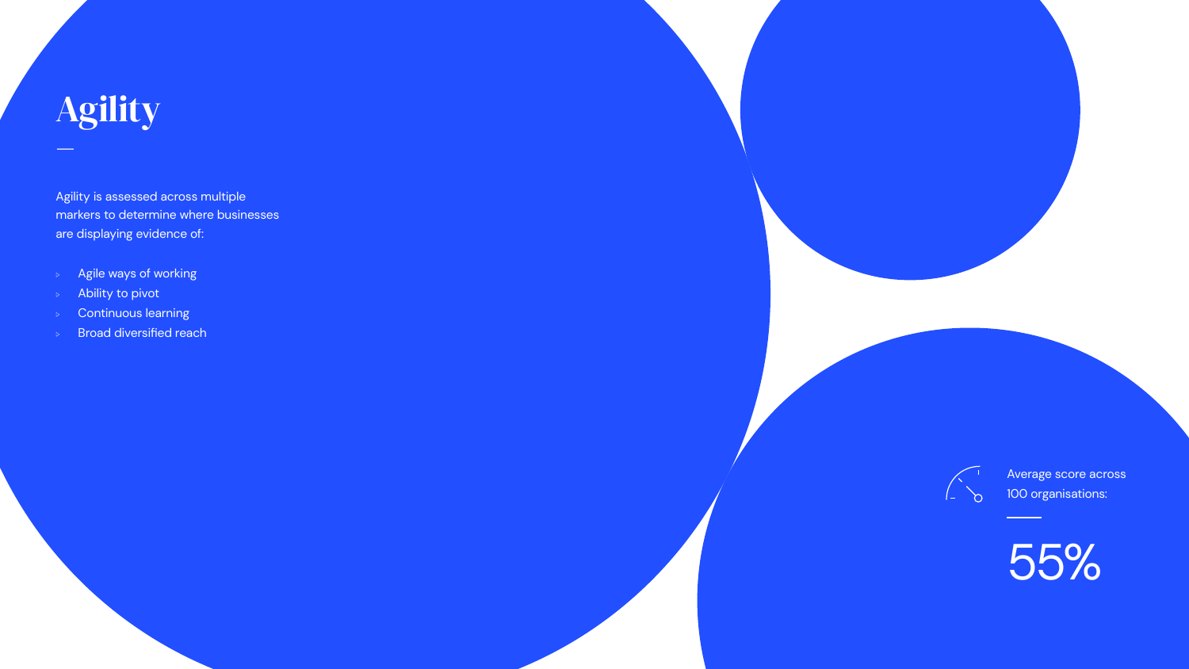# Agility

Agility is assessed across multiple markers to determine where businesses are displaying evidence of:

- Agile ways of working
- Ability to pivot
- Continuous learning
- Broad diversified reach

Average score across 100 organisations:

55%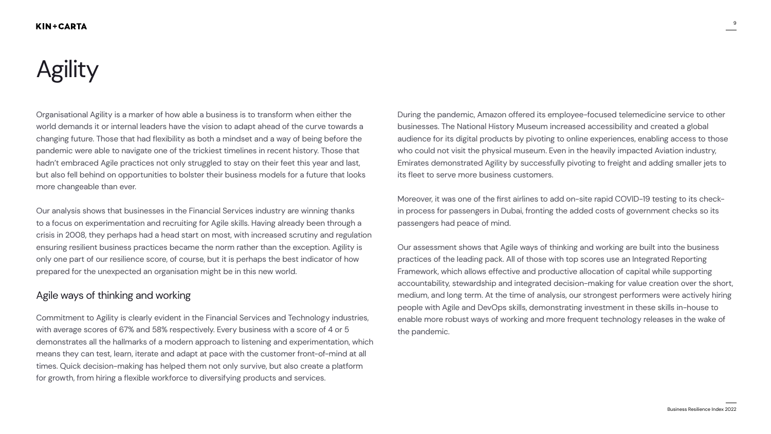# Agility

Organisational Agility is a marker of how able a business is to transform when either the world demands it or internal leaders have the vision to adapt ahead of the curve towards a changing future. Those that had flexibility as both a mindset and a way of being before the pandemic were able to navigate one of the trickiest timelines in recent history. Those that hadn't embraced Agile practices not only struggled to stay on their feet this year and last, but also fell behind on opportunities to bolster their business models for a future that looks more changeable than ever.

Our analysis shows that businesses in the Financial Services industry are winning thanks to a focus on experimentation and recruiting for Agile skills. Having already been through a crisis in 2008, they perhaps had a head start on most, with increased scrutiny and regulation ensuring resilient business practices became the norm rather than the exception. Agility is only one part of our resilience score, of course, but it is perhaps the best indicator of how prepared for the unexpected an organisation might be in this new world.

## Agile ways of thinking and working

Commitment to Agility is clearly evident in the Financial Services and Technology industries, with average scores of 67% and 58% respectively. Every business with a score of 4 or 5 demonstrates all the hallmarks of a modern approach to listening and experimentation, which means they can test, learn, iterate and adapt at pace with the customer front-of-mind at all times. Quick decision-making has helped them not only survive, but also create a platform for growth, from hiring a flexible workforce to diversifying products and services.

During the pandemic, Amazon offered its employee-focused telemedicine service to other businesses. The National History Museum increased accessibility and created a global audience for its digital products by pivoting to online experiences, enabling access to those who could not visit the physical museum. Even in the heavily impacted Aviation industry, Emirates demonstrated Agility by successfully pivoting to freight and adding smaller jets to its fleet to serve more business customers.

Moreover, it was one of the first airlines to add on-site rapid COVID-19 testing to its check-in process for passengers in Dubai, fronting the added costs of government checks so its passengers had peace of mind.

Our assessment shows that Agile ways of thinking and working are built into the business practices of the leading pack. All of those with top scores use an Integrated Reporting Framework, which allows effective and productive allocation of capital while supporting accountability, stewardship and integrated decision-making for value creation over the short, medium, and long term. At the time of analysis, our strongest performers were actively hiring people with Agile and DevOps skills, demonstrating investment in these skills in-house to enable more robust ways of working and more frequent technology releases in the wake of the pandemic.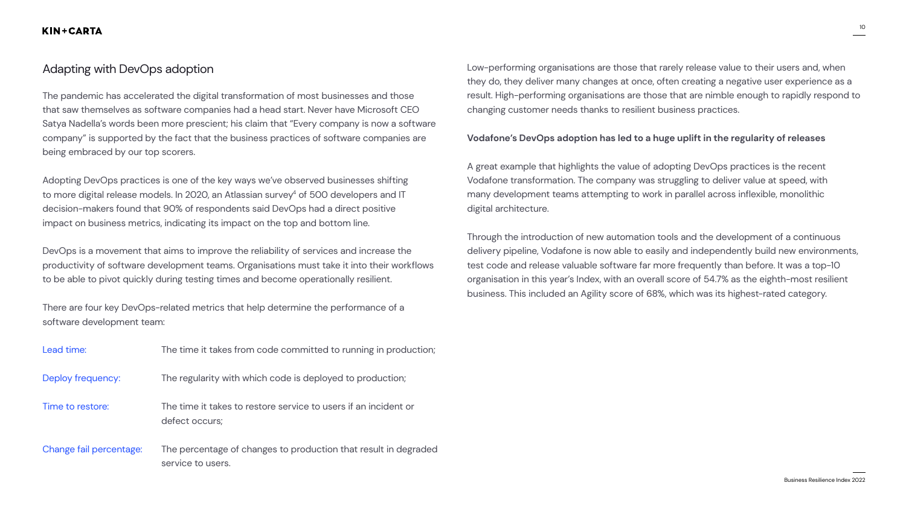## Adapting with DevOps adoption

The pandemic has accelerated the digital transformation of most businesses and those that saw themselves as software companies had a head start. Never have Microsoft CEO Satya Nadella's words been more prescient; his claim that "Every company is now a software company" is supported by the fact that the business practices of software companies are being embraced by our top scorers.

Adopting DevOps practices is one of the key ways we've observed businesses shifting to more digital release models. In 2020, an Atlassian survey[4] of 500 developers and IT decision-makers found that 90% of respondents said DevOps had a direct positive impact on business metrics, indicating its impact on the top and bottom line.

DevOps is a movement that aims to improve the reliability of services and increase the productivity of software development teams. Organisations must take it into their workflows to be able to pivot quickly during testing times and become operationally resilient.

There are four key DevOps-related metrics that help determine the performance of a software development team:

- **Lead time:** The time it takes from code committed to running in production;
- **Deploy frequency:** The regularity with which code is deployed to production;
- **Time to restore:** The time it takes to restore service to users if an incident or defect occurs;
- **Change fail percentage:** The percentage of changes to production that result in degraded service to users.

Low-performing organisations are those that rarely release value to their users and, when they do, they deliver many changes at once, often creating a negative user experience as a result. High-performing organisations are those that are nimble enough to rapidly respond to changing customer needs thanks to resilient business practices.

**Vodafone's DevOps adoption has led to a huge uplift in the regularity of releases**

A great example that highlights the value of adopting DevOps practices is the recent Vodafone transformation. The company was struggling to deliver value at speed, with many development teams attempting to work in parallel across inflexible, monolithic digital architecture.

Through the introduction of new automation tools and the development of a continuous delivery pipeline, Vodafone is now able to easily and independently build new environments, test code and release valuable software far more frequently than before. It was a top-10 organisation in this year's Index, with an overall score of 54.7% as the eighth-most resilient business. This included an Agility score of 68%, which was its highest-rated category.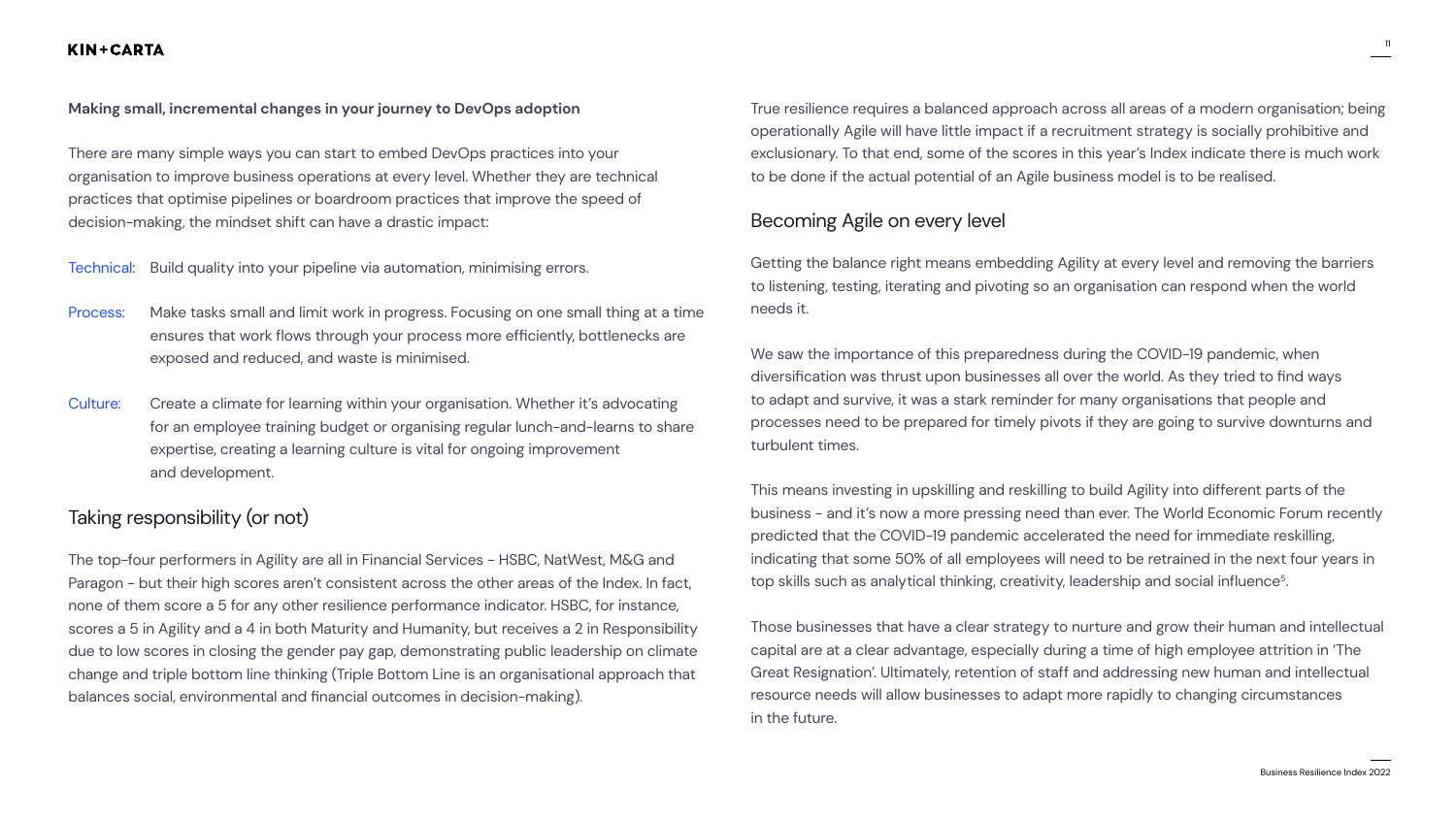**Making small, incremental changes in your journey to DevOps adoption**

There are many simple ways you can start to embed DevOps practices into your organisation to improve business operations at every level. Whether they are technical practices that optimise pipelines or boardroom practices that improve the speed of decision-making, the mindset shift can have a drastic impact:

- Technical: Build quality into your pipeline via automation, minimising errors.
- Process: Make tasks small and limit work in progress. Focusing on one small thing at a time ensures that work flows through your process more efficiently, bottlenecks are exposed and reduced, and waste is minimised.
- Culture: Create a climate for learning within your organisation. Whether it's advocating for an employee training budget or organising regular lunch-and-learns to share expertise, creating a learning culture is vital for ongoing improvement and development.

## Taking responsibility (or not)

The top-four performers in Agility are all in Financial Services - HSBC, NatWest, M&G and Paragon - but their high scores aren't consistent across the other areas of the Index. In fact, none of them score a 5 for any other resilience performance indicator. HSBC, for instance, scores a 5 in Agility and a 4 in both Maturity and Humanity, but receives a 2 in Responsibility due to low scores in closing the gender pay gap, demonstrating public leadership on climate change and triple bottom line thinking (Triple Bottom Line is an organisational approach that balances social, environmental and financial outcomes in decision-making).

True resilience requires a balanced approach across all areas of a modern organisation; being operationally Agile will have little impact if a recruitment strategy is socially prohibitive and exclusionary. To that end, some of the scores in this year's Index indicate there is much work to be done if the actual potential of an Agile business model is to be realised.

## Becoming Agile on every level

Getting the balance right means embedding Agility at every level and removing the barriers to listening, testing, iterating and pivoting so an organisation can respond when the world needs it.

We saw the importance of this preparedness during the COVID-19 pandemic, when diversification was thrust upon businesses all over the world. As they tried to find ways to adapt and survive, it was a stark reminder for many organisations that people and processes need to be prepared for timely pivots if they are going to survive downturns and turbulent times.

This means investing in upskilling and reskilling to build Agility into different parts of the business - and it's now a more pressing need than ever. The World Economic Forum recently predicted that the COVID-19 pandemic accelerated the need for immediate reskilling, indicating that some 50% of all employees will need to be retrained in the next four years in top skills such as analytical thinking, creativity, leadership and social influence[5].

Those businesses that have a clear strategy to nurture and grow their human and intellectual capital are at a clear advantage, especially during a time of high employee attrition in 'The Great Resignation'. Ultimately, retention of staff and addressing new human and intellectual resource needs will allow businesses to adapt more rapidly to changing circumstances in the future.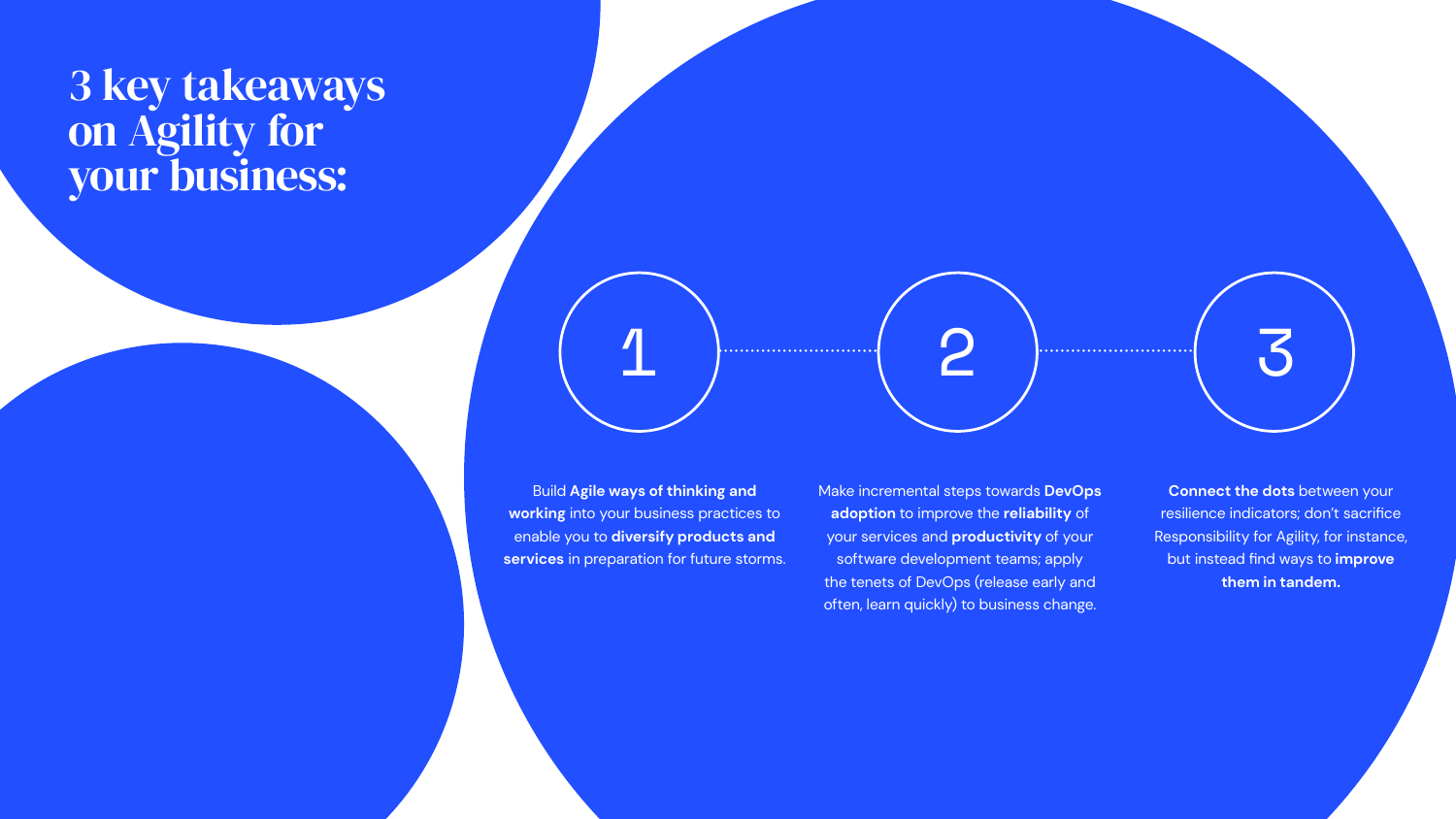# 3 key takeaways on Agility for your business:

1. Build **Agile ways of thinking and working** into your business practices to enable you to **diversify products and services** in preparation for future storms.

2. Make incremental steps towards **DevOps adoption** to improve the **reliability** of your services and **productivity** of your software development teams; apply the tenets of DevOps (release early and often, learn quickly) to business change.

3. **Connect the dots** between your resilience indicators; don't sacrifice Responsibility for Agility, for instance, but instead find ways to **improve them in tandem.**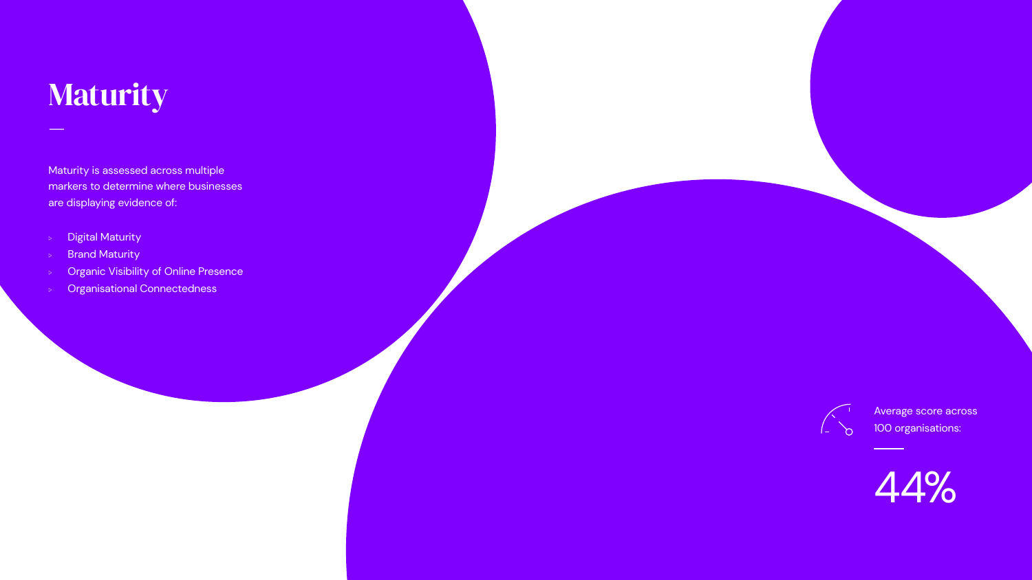# Maturity

Maturity is assessed across multiple markers to determine where businesses are displaying evidence of:

- Digital Maturity
- Brand Maturity
- Organic Visibility of Online Presence
- Organisational Connectedness

Average score across 100 organisations:

44%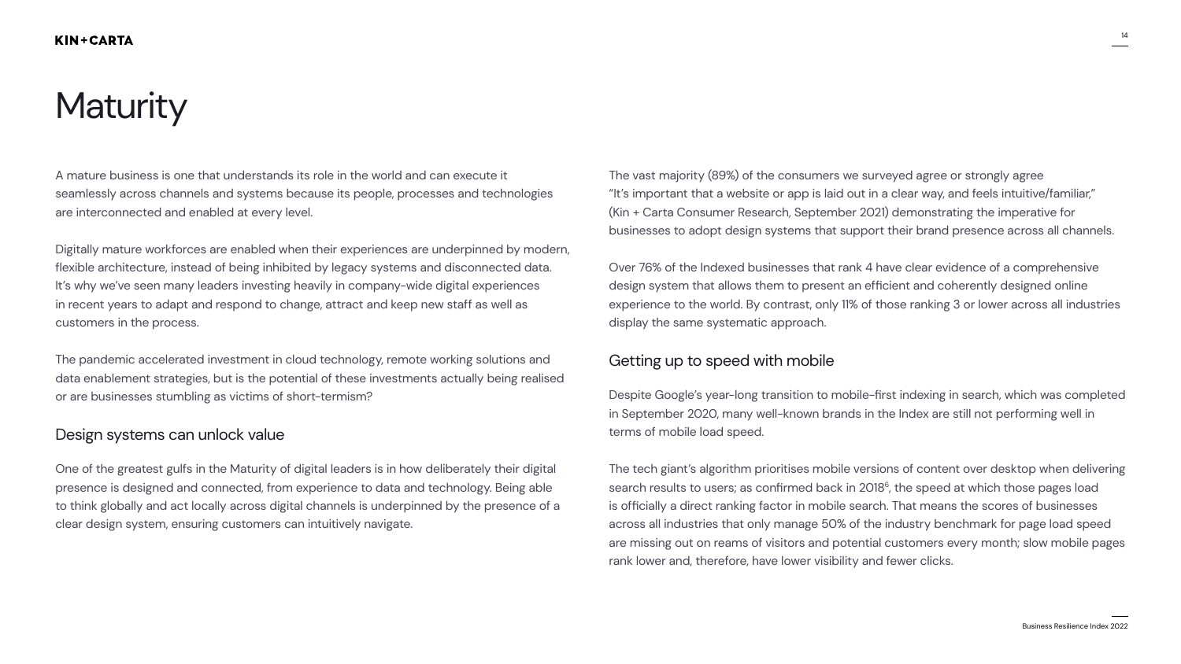# Maturity

A mature business is one that understands its role in the world and can execute it seamlessly across channels and systems because its people, processes and technologies are interconnected and enabled at every level.

Digitally mature workforces are enabled when their experiences are underpinned by modern, flexible architecture, instead of being inhibited by legacy systems and disconnected data. It's why we've seen many leaders investing heavily in company-wide digital experiences in recent years to adapt and respond to change, attract and keep new staff as well as customers in the process.

The pandemic accelerated investment in cloud technology, remote working solutions and data enablement strategies, but is the potential of these investments actually being realised or are businesses stumbling as victims of short-termism?

## Design systems can unlock value

One of the greatest gulfs in the Maturity of digital leaders is in how deliberately their digital presence is designed and connected, from experience to data and technology. Being able to think globally and act locally across digital channels is underpinned by the presence of a clear design system, ensuring customers can intuitively navigate.

The vast majority (89%) of the consumers we surveyed agree or strongly agree "It's important that a website or app is laid out in a clear way, and feels intuitive/familiar," (Kin + Carta Consumer Research, September 2021) demonstrating the imperative for businesses to adopt design systems that support their brand presence across all channels.

Over 76% of the Indexed businesses that rank 4 have clear evidence of a comprehensive design system that allows them to present an efficient and coherently designed online experience to the world. By contrast, only 11% of those ranking 3 or lower across all industries display the same systematic approach.

## Getting up to speed with mobile

Despite Google's year-long transition to mobile-first indexing in search, which was completed in September 2020, many well-known brands in the Index are still not performing well in terms of mobile load speed.

The tech giant's algorithm prioritises mobile versions of content over desktop when delivering search results to users; as confirmed back in 2018[6], the speed at which those pages load is officially a direct ranking factor in mobile search. That means the scores of businesses across all industries that only manage 50% of the industry benchmark for page load speed are missing out on reams of visitors and potential customers every month; slow mobile pages rank lower and, therefore, have lower visibility and fewer clicks.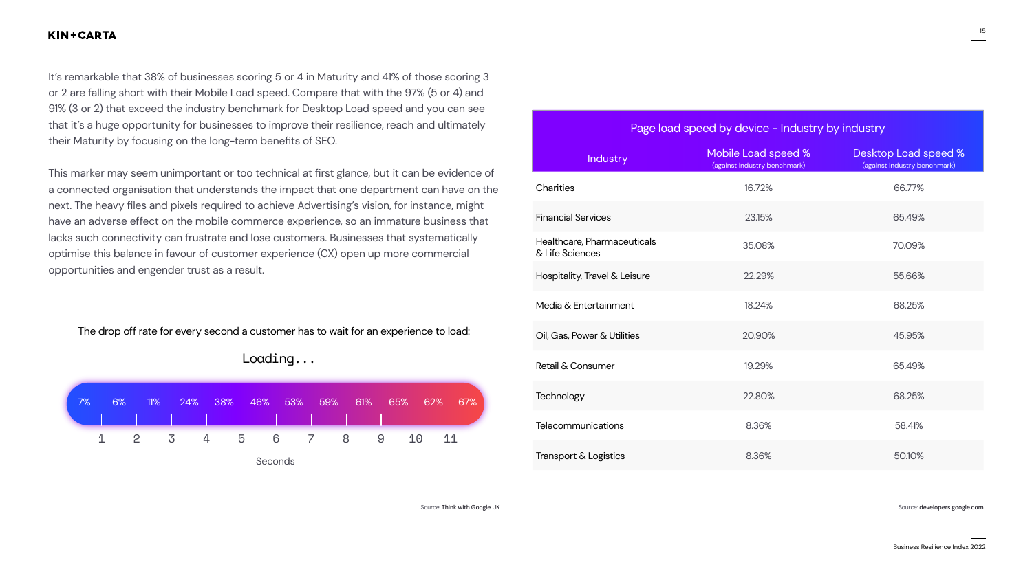It's remarkable that 38% of businesses scoring 5 or 4 in Maturity and 41% of those scoring 3 or 2 are falling short with their Mobile Load speed. Compare that with the 97% (5 or 4) and 91% (3 or 2) that exceed the industry benchmark for Desktop Load speed and you can see that it's a huge opportunity for businesses to improve their resilience, reach and ultimately their Maturity by focusing on the long-term benefits of SEO.

This marker may seem unimportant or too technical at first glance, but it can be evidence of a connected organisation that understands the impact that one department can have on the next. The heavy files and pixels required to achieve Advertising's vision, for instance, might have an adverse effect on the mobile commerce experience, so an immature business that lacks such connectivity can frustrate and lose customers. Businesses that systematically optimise this balance in favour of customer experience (CX) open up more commercial opportunities and engender trust as a result.

The drop off rate for every second a customer has to wait for an experience to load:

Loading...

| Seconds | 1 | 2 | 3 | 4 | 5 | 6 | 7 | 8 | 9 | 10 | 11 |
|---|---|---|---|---|---|---|---|---|---|---|---|
| Drop off rate | 7% | 6% | 11% | 24% | 38% | 46% | 53% | 59% | 61% | 65% | 62% | 67% |

Source: Think with Google UK

**Page load speed by device – Industry by industry**

| Industry | Mobile Load speed % (against industry benchmark) | Desktop Load speed % (against industry benchmark) |
|---|---|---|
| Charities | 16.72% | 66.77% |
| Financial Services | 23.15% | 65.49% |
| Healthcare, Pharmaceuticals & Life Sciences | 35.08% | 70.09% |
| Hospitality, Travel & Leisure | 22.29% | 55.66% |
| Media & Entertainment | 18.24% | 68.25% |
| Oil, Gas, Power & Utilities | 20.90% | 45.95% |
| Retail & Consumer | 19.29% | 65.49% |
| Technology | 22.80% | 68.25% |
| Telecommunications | 8.36% | 58.41% |
| Transport & Logistics | 8.36% | 50.10% |

Source: developers.google.com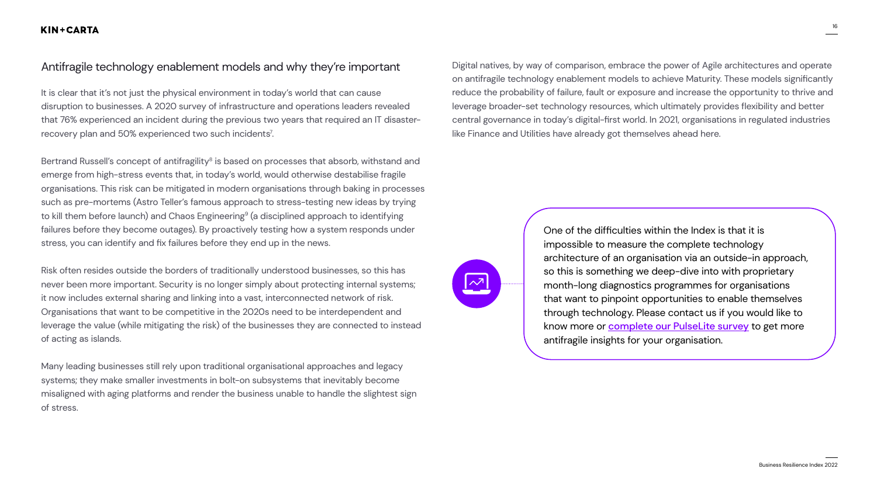## Antifragile technology enablement models and why they're important

It is clear that it's not just the physical environment in today's world that can cause disruption to businesses. A 2020 survey of infrastructure and operations leaders revealed that 76% experienced an incident during the previous two years that required an IT disaster-recovery plan and 50% experienced two such incidents[7].

Bertrand Russell's concept of antifragility[8] is based on processes that absorb, withstand and emerge from high-stress events that, in today's world, would otherwise destabilise fragile organisations. This risk can be mitigated in modern organisations through baking in processes such as pre-mortems (Astro Teller's famous approach to stress-testing new ideas by trying to kill them before launch) and Chaos Engineering[9] (a disciplined approach to identifying failures before they become outages). By proactively testing how a system responds under stress, you can identify and fix failures before they end up in the news.

Risk often resides outside the borders of traditionally understood businesses, so this has never been more important. Security is no longer simply about protecting internal systems; it now includes external sharing and linking into a vast, interconnected network of risk. Organisations that want to be competitive in the 2020s need to be interdependent and leverage the value (while mitigating the risk) of the businesses they are connected to instead of acting as islands.

Many leading businesses still rely upon traditional organisational approaches and legacy systems; they make smaller investments in bolt-on subsystems that inevitably become misaligned with aging platforms and render the business unable to handle the slightest sign of stress.

Digital natives, by way of comparison, embrace the power of Agile architectures and operate on antifragile technology enablement models to achieve Maturity. These models significantly reduce the probability of failure, fault or exposure and increase the opportunity to thrive and leverage broader-set technology resources, which ultimately provides flexibility and better central governance in today's digital-first world. In 2021, organisations in regulated industries like Finance and Utilities have already got themselves ahead here.

One of the difficulties within the Index is that it is impossible to measure the complete technology architecture of an organisation via an outside-in approach, so this is something we deep-dive into with proprietary month-long diagnostics programmes for organisations that want to pinpoint opportunities to enable themselves through technology. Please contact us if you would like to know more or complete our PulseLite survey to get more antifragile insights for your organisation.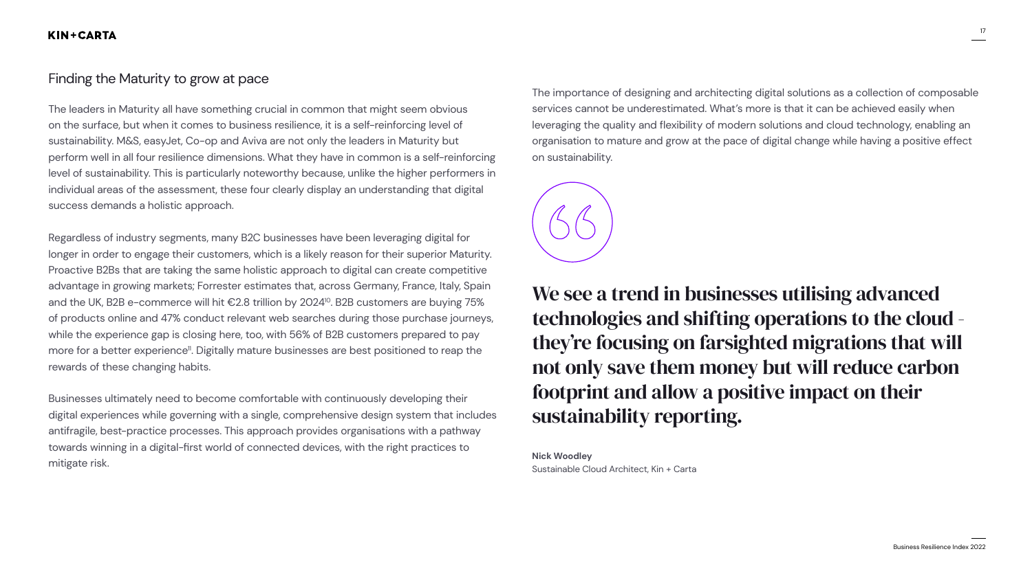## Finding the Maturity to grow at pace

The leaders in Maturity all have something crucial in common that might seem obvious on the surface, but when it comes to business resilience, it is a self-reinforcing level of sustainability. M&S, easyJet, Co-op and Aviva are not only the leaders in Maturity but perform well in all four resilience dimensions. What they have in common is a self-reinforcing level of sustainability. This is particularly noteworthy because, unlike the higher performers in individual areas of the assessment, these four clearly display an understanding that digital success demands a holistic approach.

Regardless of industry segments, many B2C businesses have been leveraging digital for longer in order to engage their customers, which is a likely reason for their superior Maturity. Proactive B2Bs that are taking the same holistic approach to digital can create competitive advantage in growing markets; Forrester estimates that, across Germany, France, Italy, Spain and the UK, B2B e-commerce will hit €2.8 trillion by 2024[10]. B2B customers are buying 75% of products online and 47% conduct relevant web searches during those purchase journeys, while the experience gap is closing here, too, with 56% of B2B customers prepared to pay more for a better experience[11]. Digitally mature businesses are best positioned to reap the rewards of these changing habits.

Businesses ultimately need to become comfortable with continuously developing their digital experiences while governing with a single, comprehensive design system that includes antifragile, best-practice processes. This approach provides organisations with a pathway towards winning in a digital-first world of connected devices, with the right practices to mitigate risk.

The importance of designing and architecting digital solutions as a collection of composable services cannot be underestimated. What's more is that it can be achieved easily when leveraging the quality and flexibility of modern solutions and cloud technology, enabling an organisation to mature and grow at the pace of digital change while having a positive effect on sustainability.

> **We see a trend in businesses utilising advanced technologies and shifting operations to the cloud - they're focusing on farsighted migrations that will not only save them money but will reduce carbon footprint and allow a positive impact on their sustainability reporting.**
>
> **Nick Woodley**
> Sustainable Cloud Architect, Kin + Carta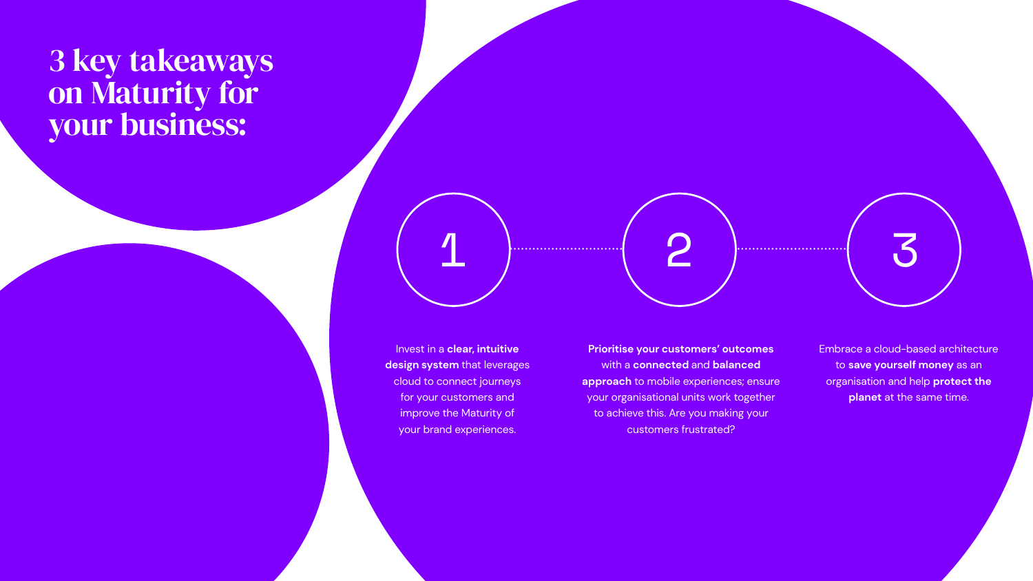# 3 key takeaways on Maturity for your business:

1. Invest in a **clear, intuitive design system** that leverages cloud to connect journeys for your customers and improve the Maturity of your brand experiences.

2. **Prioritise your customers' outcomes** with a **connected** and **balanced approach** to mobile experiences; ensure your organisational units work together to achieve this. Are you making your customers frustrated?

3. Embrace a cloud-based architecture to **save yourself money** as an organisation and help **protect the planet** at the same time.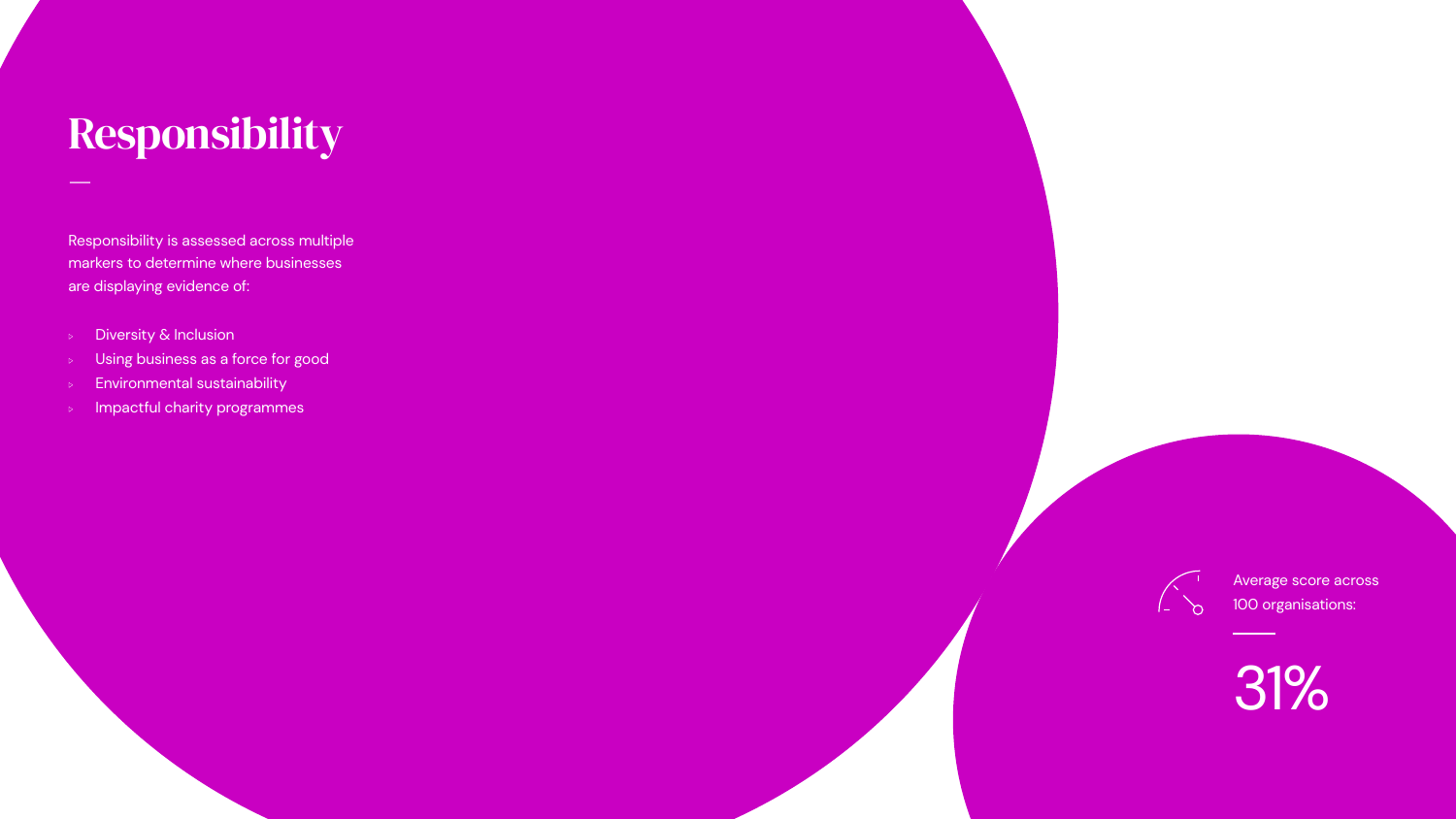# Responsibility

Responsibility is assessed across multiple markers to determine where businesses are displaying evidence of:

- Diversity & Inclusion
- Using business as a force for good
- Environmental sustainability
- Impactful charity programmes

Average score across 100 organisations:

31%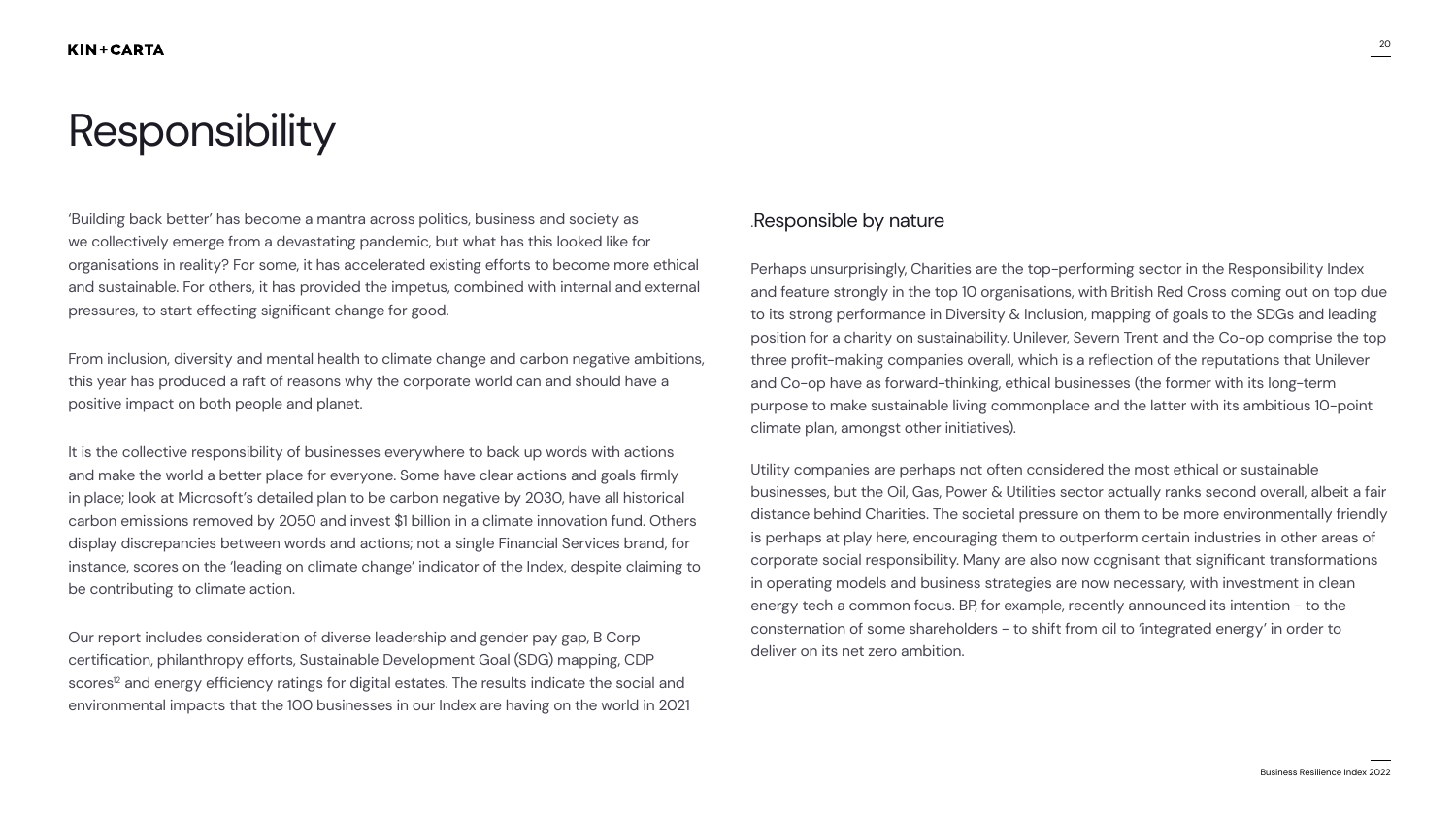# Responsibility

'Building back better' has become a mantra across politics, business and society as we collectively emerge from a devastating pandemic, but what has this looked like for organisations in reality? For some, it has accelerated existing efforts to become more ethical and sustainable. For others, it has provided the impetus, combined with internal and external pressures, to start effecting significant change for good.

From inclusion, diversity and mental health to climate change and carbon negative ambitions, this year has produced a raft of reasons why the corporate world can and should have a positive impact on both people and planet.

It is the collective responsibility of businesses everywhere to back up words with actions and make the world a better place for everyone. Some have clear actions and goals firmly in place; look at Microsoft's detailed plan to be carbon negative by 2030, have all historical carbon emissions removed by 2050 and invest $1 billion in a climate innovation fund. Others display discrepancies between words and actions; not a single Financial Services brand, for instance, scores on the 'leading on climate change' indicator of the Index, despite claiming to be contributing to climate action.

Our report includes consideration of diverse leadership and gender pay gap, B Corp certification, philanthropy efforts, Sustainable Development Goal (SDG) mapping, CDP scores[12] and energy efficiency ratings for digital estates. The results indicate the social and environmental impacts that the 100 businesses in our Index are having on the world in 2021

## .Responsible by nature

Perhaps unsurprisingly, Charities are the top-performing sector in the Responsibility Index and feature strongly in the top 10 organisations, with British Red Cross coming out on top due to its strong performance in Diversity & Inclusion, mapping of goals to the SDGs and leading position for a charity on sustainability. Unilever, Severn Trent and the Co-op comprise the top three profit-making companies overall, which is a reflection of the reputations that Unilever and Co-op have as forward-thinking, ethical businesses (the former with its long-term purpose to make sustainable living commonplace and the latter with its ambitious 10-point climate plan, amongst other initiatives).

Utility companies are perhaps not often considered the most ethical or sustainable businesses, but the Oil, Gas, Power & Utilities sector actually ranks second overall, albeit a fair distance behind Charities. The societal pressure on them to be more environmentally friendly is perhaps at play here, encouraging them to outperform certain industries in other areas of corporate social responsibility. Many are also now cognisant that significant transformations in operating models and business strategies are now necessary, with investment in clean energy tech a common focus. BP, for example, recently announced its intention - to the consternation of some shareholders - to shift from oil to 'integrated energy' in order to deliver on its net zero ambition.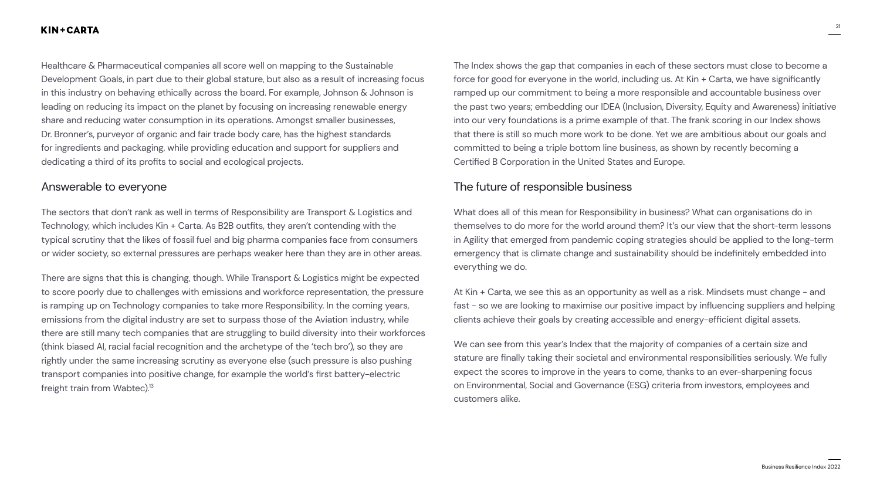Healthcare & Pharmaceutical companies all score well on mapping to the Sustainable Development Goals, in part due to their global stature, but also as a result of increasing focus in this industry on behaving ethically across the board. For example, Johnson & Johnson is leading on reducing its impact on the planet by focusing on increasing renewable energy share and reducing water consumption in its operations. Amongst smaller businesses, Dr. Bronner's, purveyor of organic and fair trade body care, has the highest standards for ingredients and packaging, while providing education and support for suppliers and dedicating a third of its profits to social and ecological projects.

## Answerable to everyone

The sectors that don't rank as well in terms of Responsibility are Transport & Logistics and Technology, which includes Kin + Carta. As B2B outfits, they aren't contending with the typical scrutiny that the likes of fossil fuel and big pharma companies face from consumers or wider society, so external pressures are perhaps weaker here than they are in other areas.

There are signs that this is changing, though. While Transport & Logistics might be expected to score poorly due to challenges with emissions and workforce representation, the pressure is ramping up on Technology companies to take more Responsibility. In the coming years, emissions from the digital industry are set to surpass those of the Aviation industry, while there are still many tech companies that are struggling to build diversity into their workforces (think biased AI, racial facial recognition and the archetype of the 'tech bro'), so they are rightly under the same increasing scrutiny as everyone else (such pressure is also pushing transport companies into positive change, for example the world's first battery-electric freight train from Wabtec).[13]

The Index shows the gap that companies in each of these sectors must close to become a force for good for everyone in the world, including us. At Kin + Carta, we have significantly ramped up our commitment to being a more responsible and accountable business over the past two years; embedding our IDEA (Inclusion, Diversity, Equity and Awareness) initiative into our very foundations is a prime example of that. The frank scoring in our Index shows that there is still so much more work to be done. Yet we are ambitious about our goals and committed to being a triple bottom line business, as shown by recently becoming a Certified B Corporation in the United States and Europe.

## The future of responsible business

What does all of this mean for Responsibility in business? What can organisations do in themselves to do more for the world around them? It's our view that the short-term lessons in Agility that emerged from pandemic coping strategies should be applied to the long-term emergency that is climate change and sustainability should be indefinitely embedded into everything we do.

At Kin + Carta, we see this as an opportunity as well as a risk. Mindsets must change - and fast - so we are looking to maximise our positive impact by influencing suppliers and helping clients achieve their goals by creating accessible and energy-efficient digital assets.

We can see from this year's Index that the majority of companies of a certain size and stature are finally taking their societal and environmental responsibilities seriously. We fully expect the scores to improve in the years to come, thanks to an ever-sharpening focus on Environmental, Social and Governance (ESG) criteria from investors, employees and customers alike.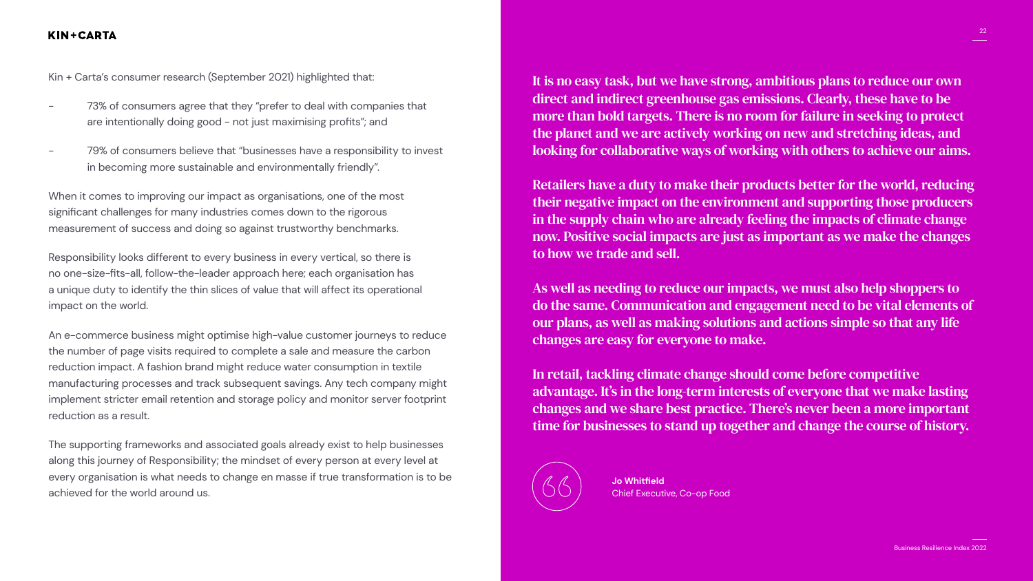Kin + Carta's consumer research (September 2021) highlighted that:

- 73% of consumers agree that they "prefer to deal with companies that are intentionally doing good - not just maximising profits"; and
- 79% of consumers believe that "businesses have a responsibility to invest in becoming more sustainable and environmentally friendly".

When it comes to improving our impact as organisations, one of the most significant challenges for many industries comes down to the rigorous measurement of success and doing so against trustworthy benchmarks.

Responsibility looks different to every business in every vertical, so there is no one-size-fits-all, follow-the-leader approach here; each organisation has a unique duty to identify the thin slices of value that will affect its operational impact on the world.

An e-commerce business might optimise high-value customer journeys to reduce the number of page visits required to complete a sale and measure the carbon reduction impact. A fashion brand might reduce water consumption in textile manufacturing processes and track subsequent savings. Any tech company might implement stricter email retention and storage policy and monitor server footprint reduction as a result.

The supporting frameworks and associated goals already exist to help businesses along this journey of Responsibility; the mindset of every person at every level at every organisation is what needs to change en masse if true transformation is to be achieved for the world around us.

**It is no easy task, but we have strong, ambitious plans to reduce our own direct and indirect greenhouse gas emissions. Clearly, these have to be more than bold targets. There is no room for failure in seeking to protect the planet and we are actively working on new and stretching ideas, and looking for collaborative ways of working with others to achieve our aims.**

**Retailers have a duty to make their products better for the world, reducing their negative impact on the environment and supporting those producers in the supply chain who are already feeling the impacts of climate change now. Positive social impacts are just as important as we make the changes to how we trade and sell.**

**As well as needing to reduce our impacts, we must also help shoppers to do the same. Communication and engagement need to be vital elements of our plans, as well as making solutions and actions simple so that any life changes are easy for everyone to make.**

**In retail, tackling climate change should come before competitive advantage. It's in the long-term interests of everyone that we make lasting changes and we share best practice. There's never been a more important time for businesses to stand up together and change the course of history.**

**Jo Whitfield**
Chief Executive, Co-op Food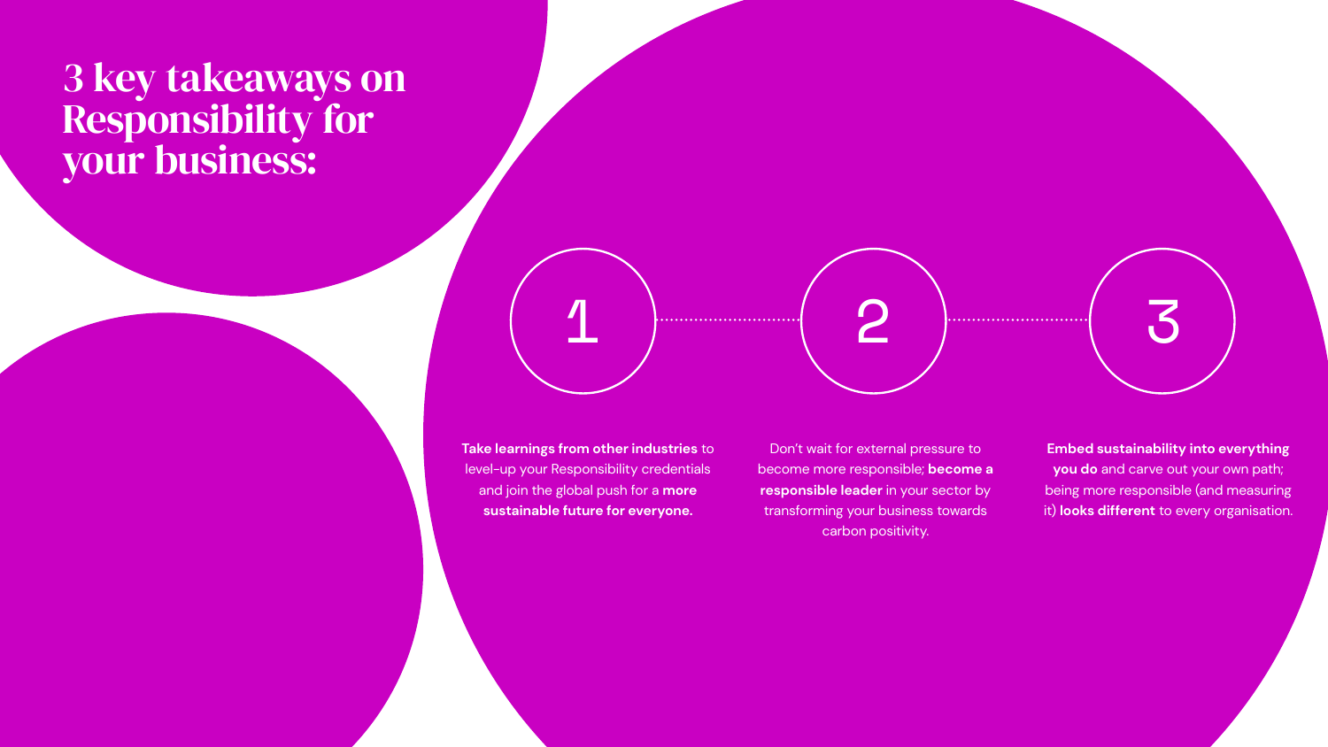# 3 key takeaways on Responsibility for your business:

1. **Take learnings from other industries** to level-up your Responsibility credentials and join the global push for a **more sustainable future for everyone.**

2. Don't wait for external pressure to become more responsible; **become a responsible leader** in your sector by transforming your business towards carbon positivity.

3. **Embed sustainability into everything you do** and carve out your own path; being more responsible (and measuring it) **looks different** to every organisation.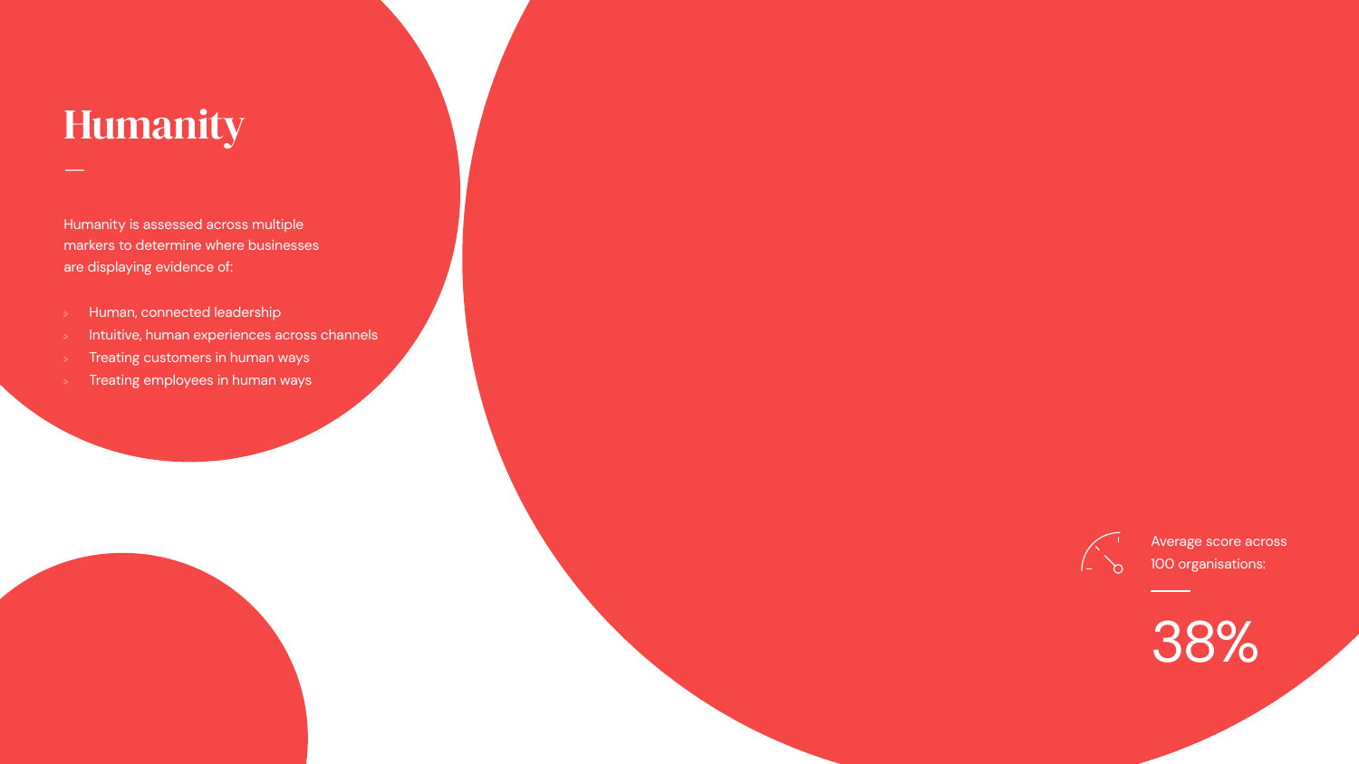# Humanity

Humanity is assessed across multiple markers to determine where businesses are displaying evidence of:

- Human, connected leadership
- Intuitive, human experiences across channels
- Treating customers in human ways
- Treating employees in human ways

Average score across 100 organisations:

38%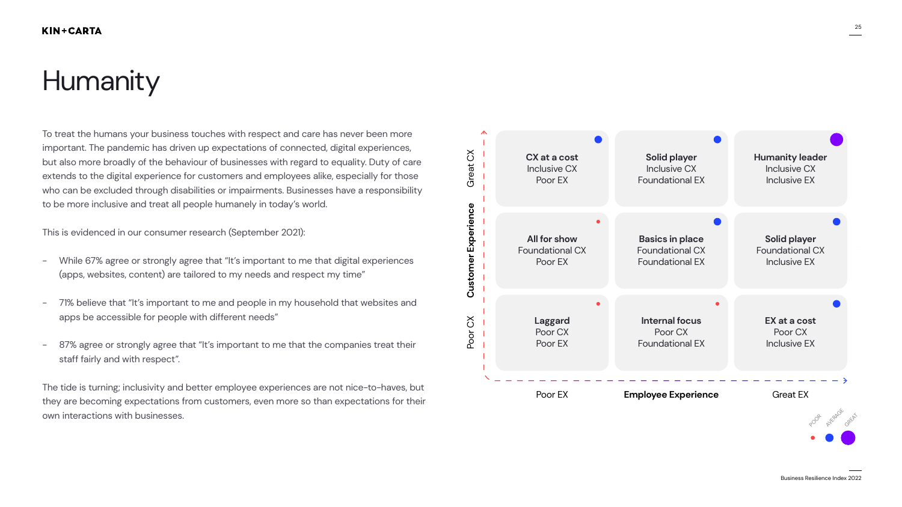# Humanity

To treat the humans your business touches with respect and care has never been more important. The pandemic has driven up expectations of connected, digital experiences, but also more broadly of the behaviour of businesses with regard to equality. Duty of care extends to the digital experience for customers and employees alike, especially for those who can be excluded through disabilities or impairments. Businesses have a responsibility to be more inclusive and treat all people humanely in today's world.

This is evidenced in our consumer research (September 2021):

- While 67% agree or strongly agree that "It's important to me that digital experiences (apps, websites, content) are tailored to my needs and respect my time"
- 71% believe that "It's important to me and people in my household that websites and apps be accessible for people with different needs"
- 87% agree or strongly agree that "It's important to me that the companies treat their staff fairly and with respect".

The tide is turning; inclusivity and better employee experiences are not nice-to-haves, but they are becoming expectations from customers, even more so than expectations for their own interactions with businesses.

| Customer Experience | Poor EX | | Great EX |
|---|---|---|---|
| **Great CX** | **CX at a cost** Inclusive CX Poor EX (Average) | **Solid player** Inclusive CX Foundational EX (Average) | **Humanity leader** Inclusive CX Inclusive EX (Great) |
| | **All for show** Foundational CX Poor EX (Poor) | **Basics in place** Foundational CX Foundational EX (Average) | **Solid player** Foundational CX Inclusive EX (Average) |
| **Poor CX** | **Laggard** Poor CX Poor EX (Poor) | **Internal focus** Poor CX Foundational EX (Poor) | **EX at a cost** Poor CX Inclusive EX (Average) |
| | Poor EX | **Employee Experience** | Great EX |

Legend: POOR · AVERAGE · GREAT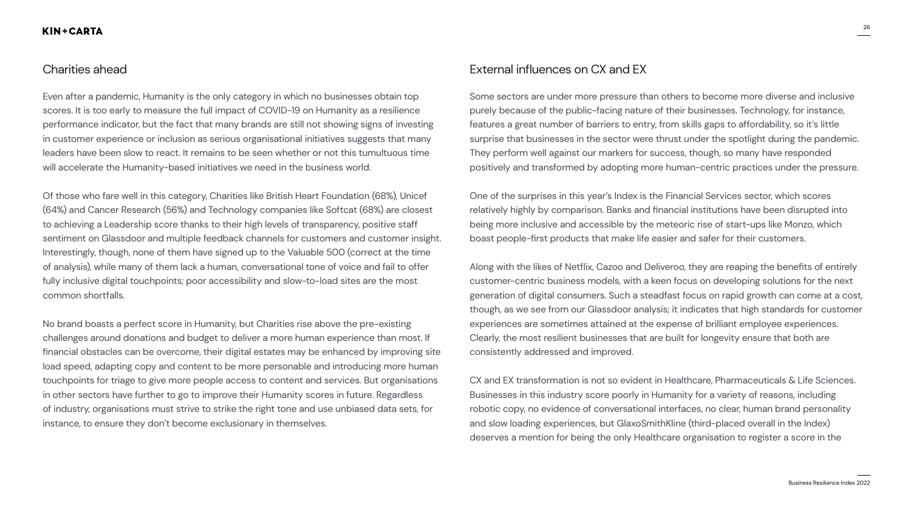## Charities ahead

Even after a pandemic, Humanity is the only category in which no businesses obtain top scores. It is too early to measure the full impact of COVID-19 on Humanity as a resilience performance indicator, but the fact that many brands are still not showing signs of investing in customer experience or inclusion as serious organisational initiatives suggests that many leaders have been slow to react. It remains to be seen whether or not this tumultuous time will accelerate the Humanity-based initiatives we need in the business world.

Of those who fare well in this category, Charities like British Heart Foundation (68%), Unicef (64%) and Cancer Research (56%) and Technology companies like Softcat (68%) are closest to achieving a Leadership score thanks to their high levels of transparency, positive staff sentiment on Glassdoor and multiple feedback channels for customers and customer insight. Interestingly, though, none of them have signed up to the Valuable 500 (correct at the time of analysis), while many of them lack a human, conversational tone of voice and fail to offer fully inclusive digital touchpoints; poor accessibility and slow-to-load sites are the most common shortfalls.

No brand boasts a perfect score in Humanity, but Charities rise above the pre-existing challenges around donations and budget to deliver a more human experience than most. If financial obstacles can be overcome, their digital estates may be enhanced by improving site load speed, adapting copy and content to be more personable and introducing more human touchpoints for triage to give more people access to content and services. But organisations in other sectors have further to go to improve their Humanity scores in future. Regardless of industry, organisations must strive to strike the right tone and use unbiased data sets, for instance, to ensure they don't become exclusionary in themselves.

## External influences on CX and EX

Some sectors are under more pressure than others to become more diverse and inclusive purely because of the public-facing nature of their businesses. Technology, for instance, features a great number of barriers to entry, from skills gaps to affordability, so it's little surprise that businesses in the sector were thrust under the spotlight during the pandemic. They perform well against our markers for success, though, so many have responded positively and transformed by adopting more human-centric practices under the pressure.

One of the surprises in this year's Index is the Financial Services sector, which scores relatively highly by comparison. Banks and financial institutions have been disrupted into being more inclusive and accessible by the meteoric rise of start-ups like Monzo, which boast people-first products that make life easier and safer for their customers.

Along with the likes of Netflix, Cazoo and Deliveroo, they are reaping the benefits of entirely customer-centric business models, with a keen focus on developing solutions for the next generation of digital consumers. Such a steadfast focus on rapid growth can come at a cost, though, as we see from our Glassdoor analysis; it indicates that high standards for customer experiences are sometimes attained at the expense of brilliant employee experiences. Clearly, the most resilient businesses that are built for longevity ensure that both are consistently addressed and improved.

CX and EX transformation is not so evident in Healthcare, Pharmaceuticals & Life Sciences. Businesses in this industry score poorly in Humanity for a variety of reasons, including robotic copy, no evidence of conversational interfaces, no clear, human brand personality and slow loading experiences, but GlaxoSmithKline (third-placed overall in the Index) deserves a mention for being the only Healthcare organisation to register a score in the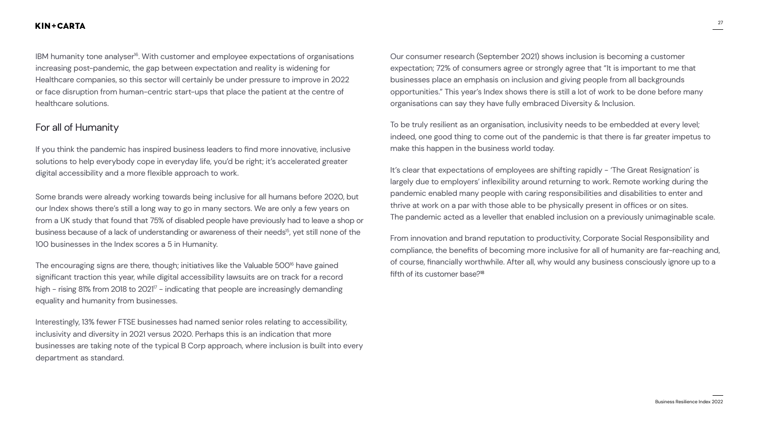IBM humanity tone analyser[16]. With customer and employee expectations of organisations increasing post-pandemic, the gap between expectation and reality is widening for Healthcare companies, so this sector will certainly be under pressure to improve in 2022 or face disruption from human-centric start-ups that place the patient at the centre of healthcare solutions.

## For all of Humanity

If you think the pandemic has inspired business leaders to find more innovative, inclusive solutions to help everybody cope in everyday life, you'd be right; it's accelerated greater digital accessibility and a more flexible approach to work.

Some brands were already working towards being inclusive for all humans before 2020, but our Index shows there's still a long way to go in many sectors. We are only a few years on from a UK study that found that 75% of disabled people have previously had to leave a shop or business because of a lack of understanding or awareness of their needs[15], yet still none of the 100 businesses in the Index scores a 5 in Humanity.

The encouraging signs are there, though; initiatives like the Valuable 500[16] have gained significant traction this year, while digital accessibility lawsuits are on track for a record high - rising 81% from 2018 to 2021[17] - indicating that people are increasingly demanding equality and humanity from businesses.

Interestingly, 13% fewer FTSE businesses had named senior roles relating to accessibility, inclusivity and diversity in 2021 versus 2020. Perhaps this is an indication that more businesses are taking note of the typical B Corp approach, where inclusion is built into every department as standard.

Our consumer research (September 2021) shows inclusion is becoming a customer expectation; 72% of consumers agree or strongly agree that "It is important to me that businesses place an emphasis on inclusion and giving people from all backgrounds opportunities." This year's Index shows there is still a lot of work to be done before many organisations can say they have fully embraced Diversity & Inclusion.

To be truly resilient as an organisation, inclusivity needs to be embedded at every level; indeed, one good thing to come out of the pandemic is that there is far greater impetus to make this happen in the business world today.

It's clear that expectations of employees are shifting rapidly - 'The Great Resignation' is largely due to employers' inflexibility around returning to work. Remote working during the pandemic enabled many people with caring responsibilities and disabilities to enter and thrive at work on a par with those able to be physically present in offices or on sites. The pandemic acted as a leveller that enabled inclusion on a previously unimaginable scale.

From innovation and brand reputation to productivity, Corporate Social Responsibility and compliance, the benefits of becoming more inclusive for all of humanity are far-reaching and, of course, financially worthwhile. After all, why would any business consciously ignore up to a fifth of its customer base?[18]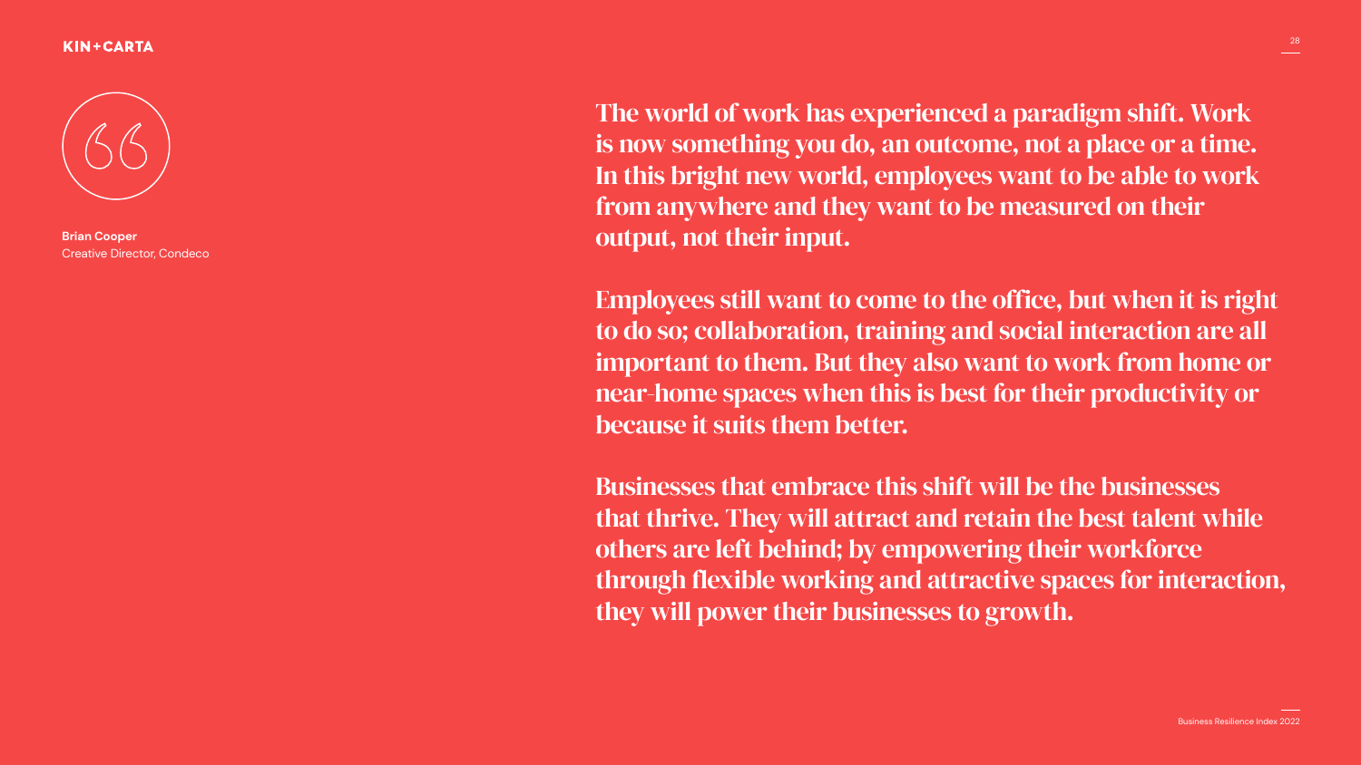> The world of work has experienced a paradigm shift. Work is now something you do, an outcome, not a place or a time. In this bright new world, employees want to be able to work from anywhere and they want to be measured on their output, not their input.
>
> Employees still want to come to the office, but when it is right to do so; collaboration, training and social interaction are all important to them. But they also want to work from home or near-home spaces when this is best for their productivity or because it suits them better.
>
> Businesses that embrace this shift will be the businesses that thrive. They will attract and retain the best talent while others are left behind; by empowering their workforce through flexible working and attractive spaces for interaction, they will power their businesses to growth.

**Brian Cooper**
Creative Director, Condeco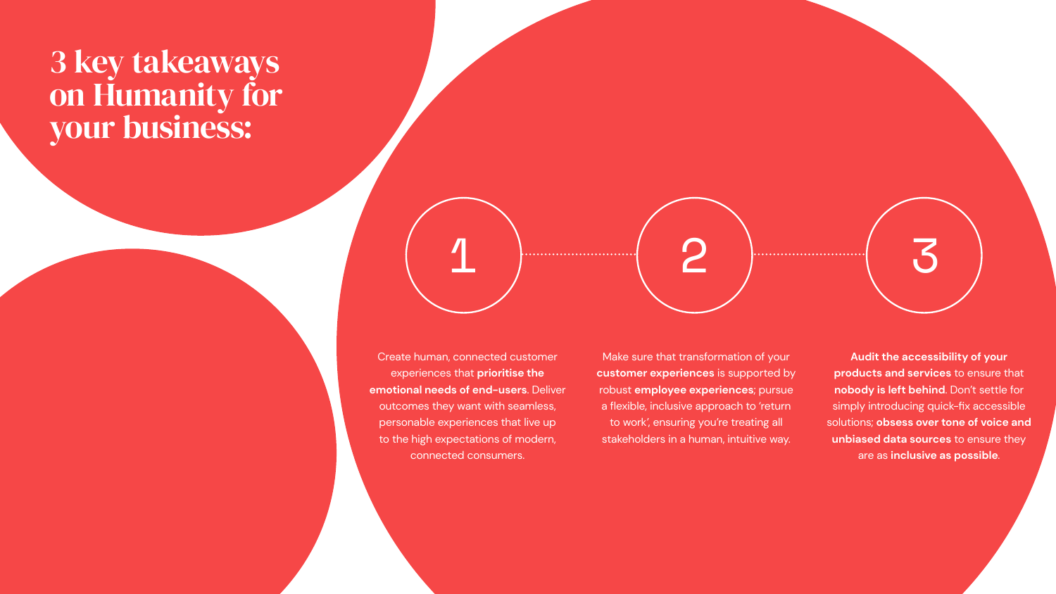# 3 key takeaways on Humanity for your business:

1

Create human, connected customer experiences that **prioritise the emotional needs of end-users**. Deliver outcomes they want with seamless, personable experiences that live up to the high expectations of modern, connected consumers.

2

Make sure that transformation of your **customer experiences** is supported by robust **employee experiences**; pursue a flexible, inclusive approach to 'return to work', ensuring you're treating all stakeholders in a human, intuitive way.

3

**Audit the accessibility of your products and services** to ensure that **nobody is left behind**. Don't settle for simply introducing quick-fix accessible solutions; **obsess over tone of voice and unbiased data sources** to ensure they are as **inclusive as possible**.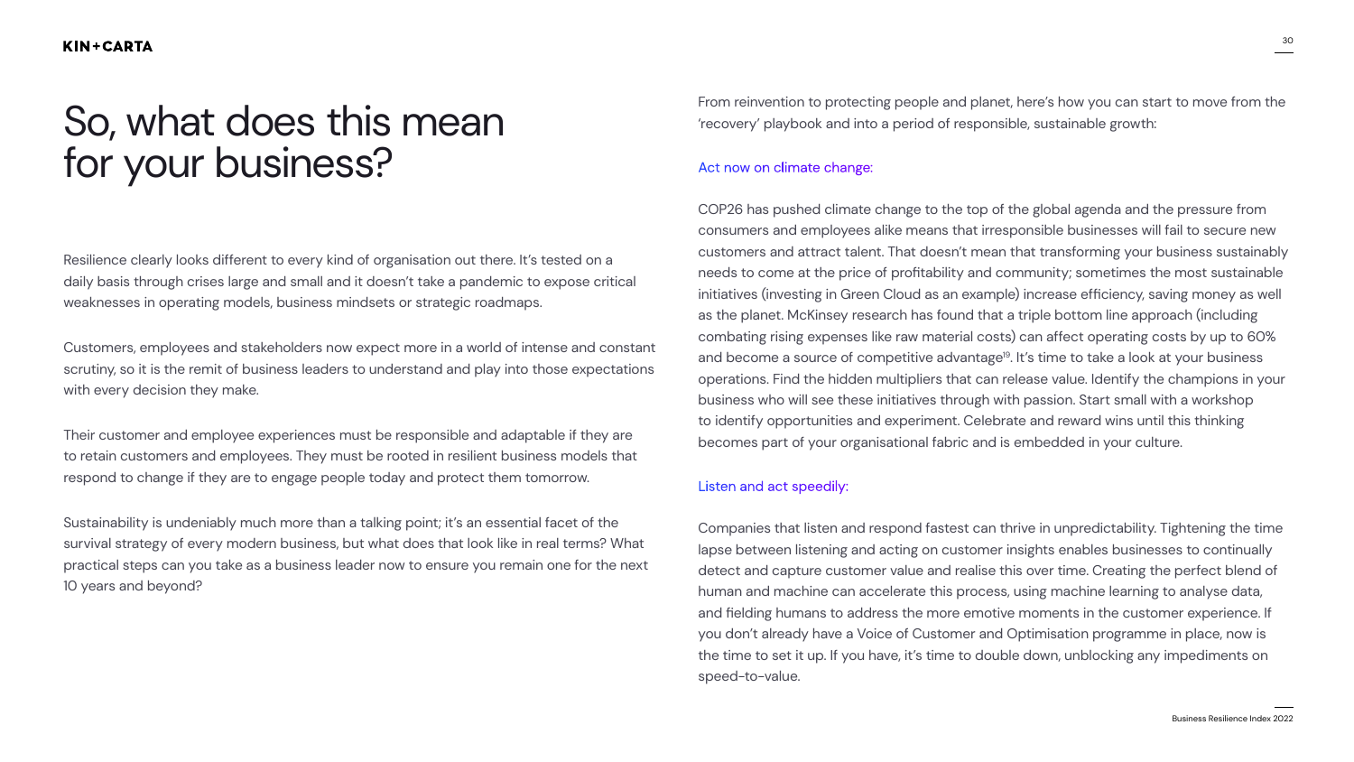# So, what does this mean for your business?

Resilience clearly looks different to every kind of organisation out there. It's tested on a daily basis through crises large and small and it doesn't take a pandemic to expose critical weaknesses in operating models, business mindsets or strategic roadmaps.

Customers, employees and stakeholders now expect more in a world of intense and constant scrutiny, so it is the remit of business leaders to understand and play into those expectations with every decision they make.

Their customer and employee experiences must be responsible and adaptable if they are to retain customers and employees. They must be rooted in resilient business models that respond to change if they are to engage people today and protect them tomorrow.

Sustainability is undeniably much more than a talking point; it's an essential facet of the survival strategy of every modern business, but what does that look like in real terms? What practical steps can you take as a business leader now to ensure you remain one for the next 10 years and beyond?

From reinvention to protecting people and planet, here's how you can start to move from the 'recovery' playbook and into a period of responsible, sustainable growth:

### Act now on climate change:

COP26 has pushed climate change to the top of the global agenda and the pressure from consumers and employees alike means that irresponsible businesses will fail to secure new customers and attract talent. That doesn't mean that transforming your business sustainably needs to come at the price of profitability and community; sometimes the most sustainable initiatives (investing in Green Cloud as an example) increase efficiency, saving money as well as the planet. McKinsey research has found that a triple bottom line approach (including combating rising expenses like raw material costs) can affect operating costs by up to 60% and become a source of competitive advantage[19]. It's time to take a look at your business operations. Find the hidden multipliers that can release value. Identify the champions in your business who will see these initiatives through with passion. Start small with a workshop to identify opportunities and experiment. Celebrate and reward wins until this thinking becomes part of your organisational fabric and is embedded in your culture.

### Listen and act speedily:

Companies that listen and respond fastest can thrive in unpredictability. Tightening the time lapse between listening and acting on customer insights enables businesses to continually detect and capture customer value and realise this over time. Creating the perfect blend of human and machine can accelerate this process, using machine learning to analyse data, and fielding humans to address the more emotive moments in the customer experience. If you don't already have a Voice of Customer and Optimisation programme in place, now is the time to set it up. If you have, it's time to double down, unblocking any impediments on speed-to-value.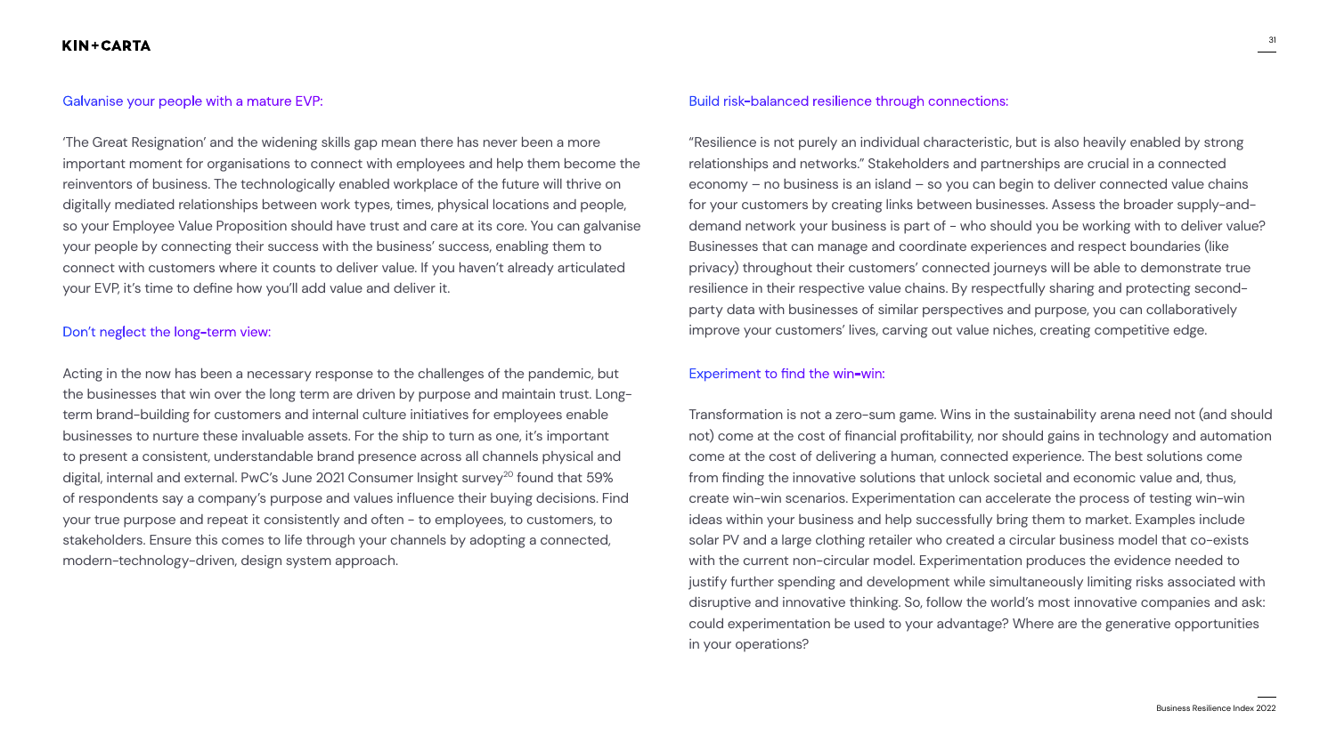### Galvanise your people with a mature EVP:

'The Great Resignation' and the widening skills gap mean there has never been a more important moment for organisations to connect with employees and help them become the reinventors of business. The technologically enabled workplace of the future will thrive on digitally mediated relationships between work types, times, physical locations and people, so your Employee Value Proposition should have trust and care at its core. You can galvanise your people by connecting their success with the business' success, enabling them to connect with customers where it counts to deliver value. If you haven't already articulated your EVP, it's time to define how you'll add value and deliver it.

### Don't neglect the long-term view:

Acting in the now has been a necessary response to the challenges of the pandemic, but the businesses that win over the long term are driven by purpose and maintain trust. Long-term brand-building for customers and internal culture initiatives for employees enable businesses to nurture these invaluable assets. For the ship to turn as one, it's important to present a consistent, understandable brand presence across all channels physical and digital, internal and external. PwC's June 2021 Consumer Insight survey[20] found that 59% of respondents say a company's purpose and values influence their buying decisions. Find your true purpose and repeat it consistently and often - to employees, to customers, to stakeholders. Ensure this comes to life through your channels by adopting a connected, modern-technology-driven, design system approach.

### Build risk-balanced resilience through connections:

"Resilience is not purely an individual characteristic, but is also heavily enabled by strong relationships and networks." Stakeholders and partnerships are crucial in a connected economy – no business is an island – so you can begin to deliver connected value chains for your customers by creating links between businesses. Assess the broader supply-and-demand network your business is part of - who should you be working with to deliver value? Businesses that can manage and coordinate experiences and respect boundaries (like privacy) throughout their customers' connected journeys will be able to demonstrate true resilience in their respective value chains. By respectfully sharing and protecting second-party data with businesses of similar perspectives and purpose, you can collaboratively improve your customers' lives, carving out value niches, creating competitive edge.

### Experiment to find the win-win:

Transformation is not a zero-sum game. Wins in the sustainability arena need not (and should not) come at the cost of financial profitability, nor should gains in technology and automation come at the cost of delivering a human, connected experience. The best solutions come from finding the innovative solutions that unlock societal and economic value and, thus, create win-win scenarios. Experimentation can accelerate the process of testing win-win ideas within your business and help successfully bring them to market. Examples include solar PV and a large clothing retailer who created a circular business model that co-exists with the current non-circular model. Experimentation produces the evidence needed to justify further spending and development while simultaneously limiting risks associated with disruptive and innovative thinking. So, follow the world's most innovative companies and ask: could experimentation be used to your advantage? Where are the generative opportunities in your operations?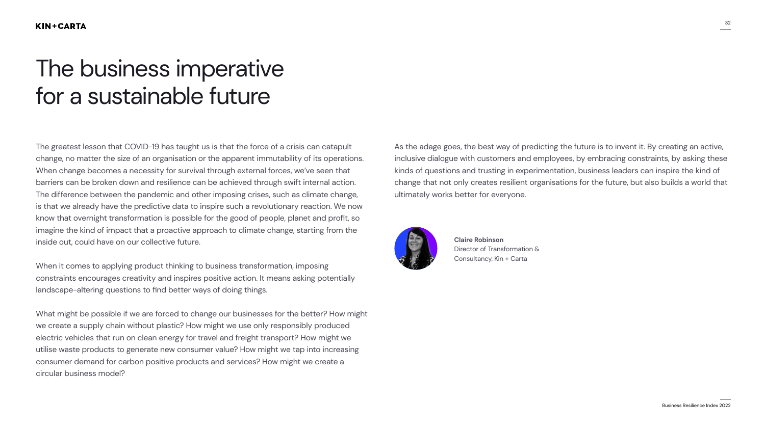# The business imperative for a sustainable future

The greatest lesson that COVID-19 has taught us is that the force of a crisis can catapult change, no matter the size of an organisation or the apparent immutability of its operations. When change becomes a necessity for survival through external forces, we've seen that barriers can be broken down and resilience can be achieved through swift internal action. The difference between the pandemic and other imposing crises, such as climate change, is that we already have the predictive data to inspire such a revolutionary reaction. We now know that overnight transformation is possible for the good of people, planet and profit, so imagine the kind of impact that a proactive approach to climate change, starting from the inside out, could have on our collective future.

When it comes to applying product thinking to business transformation, imposing constraints encourages creativity and inspires positive action. It means asking potentially landscape-altering questions to find better ways of doing things.

What might be possible if we are forced to change our businesses for the better? How might we create a supply chain without plastic? How might we use only responsibly produced electric vehicles that run on clean energy for travel and freight transport? How might we utilise waste products to generate new consumer value? How might we tap into increasing consumer demand for carbon positive products and services? How might we create a circular business model?

As the adage goes, the best way of predicting the future is to invent it. By creating an active, inclusive dialogue with customers and employees, by embracing constraints, by asking these kinds of questions and trusting in experimentation, business leaders can inspire the kind of change that not only creates resilient organisations for the future, but also builds a world that ultimately works better for everyone.

**Claire Robinson**
Director of Transformation & Consultancy, Kin + Carta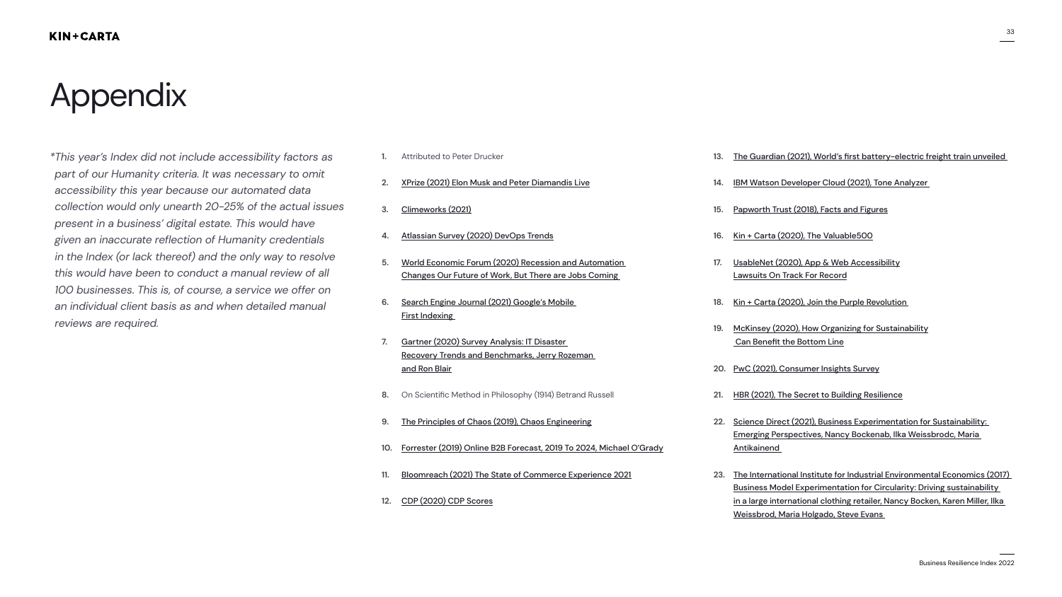# Appendix

*\*This year's Index did not include accessibility factors as part of our Humanity criteria. It was necessary to omit accessibility this year because our automated data collection would only unearth 20-25% of the actual issues present in a business' digital estate. This would have given an inaccurate reflection of Humanity credentials in the Index (or lack thereof) and the only way to resolve this would have been to conduct a manual review of all 100 businesses. This is, of course, a service we offer on an individual client basis as and when detailed manual reviews are required.*

1. Attributed to Peter Drucker
2. XPrize (2021) Elon Musk and Peter Diamandis Live
3. Climeworks (2021)
4. Atlassian Survey (2020) DevOps Trends
5. World Economic Forum (2020) Recession and Automation Changes Our Future of Work, But There are Jobs Coming
6. Search Engine Journal (2021) Google's Mobile First Indexing
7. Gartner (2020) Survey Analysis: IT Disaster Recovery Trends and Benchmarks, Jerry Rozeman and Ron Blair
8. On Scientific Method in Philosophy (1914) Betrand Russell
9. The Principles of Chaos (2019), Chaos Engineering
10. Forrester (2019) Online B2B Forecast, 2019 To 2024, Michael O'Grady
11. Bloomreach (2021) The State of Commerce Experience 2021
12. CDP (2020) CDP Scores
13. The Guardian (2021), World's first battery-electric freight train unveiled
14. IBM Watson Developer Cloud (2021), Tone Analyzer
15. Papworth Trust (2018), Facts and Figures
16. Kin + Carta (2020), The Valuable500
17. UsableNet (2020), App & Web Accessibility Lawsuits On Track For Record
18. Kin + Carta (2020), Join the Purple Revolution
19. McKinsey (2020), How Organizing for Sustainability Can Benefit the Bottom Line
20. PwC (2021), Consumer Insights Survey
21. HBR (2021), The Secret to Building Resilience
22. Science Direct (2021), Business Experimentation for Sustainability: Emerging Perspectives, Nancy Bockenab, Ilka Weissbrodc, Maria Antikainend
23. The International Institute for Industrial Environmental Economics (2017) Business Model Experimentation for Circularity: Driving sustainability in a large international clothing retailer, Nancy Bocken, Karen Miller, Ilka Weissbrod, Maria Holgado, Steve Evans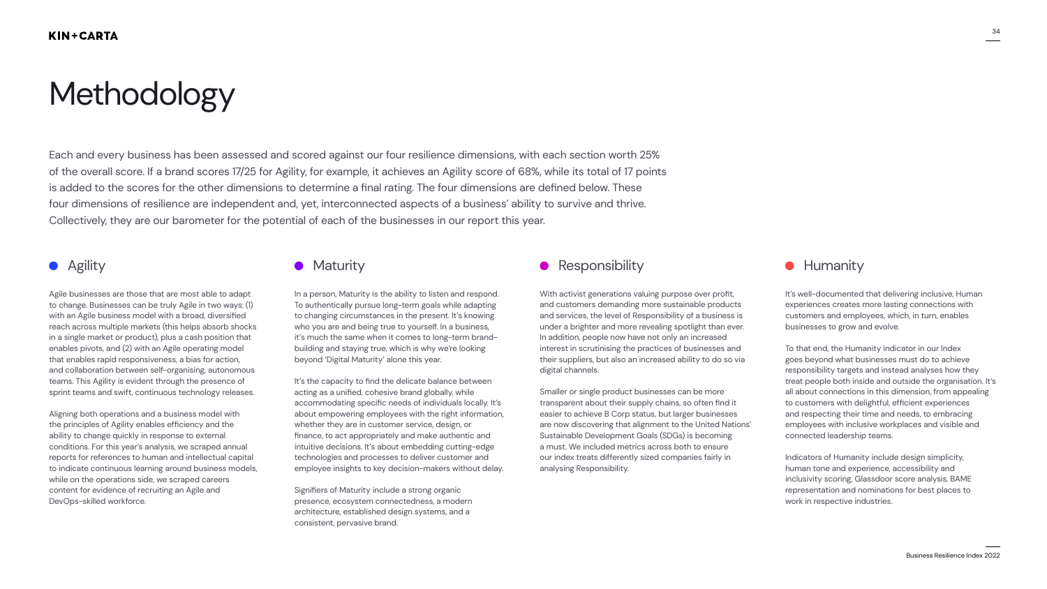# Methodology

Each and every business has been assessed and scored against our four resilience dimensions, with each section worth 25% of the overall score. If a brand scores 17/25 for Agility, for example, it achieves an Agility score of 68%, while its total of 17 points is added to the scores for the other dimensions to determine a final rating. The four dimensions are defined below. These four dimensions of resilience are independent and, yet, interconnected aspects of a business' ability to survive and thrive. Collectively, they are our barometer for the potential of each of the businesses in our report this year.

## Agility

Agile businesses are those that are most able to adapt to change. Businesses can be truly Agile in two ways: (1) with an Agile business model with a broad, diversified reach across multiple markets (this helps absorb shocks in a single market or product), plus a cash position that enables pivots, and (2) with an Agile operating model that enables rapid responsiveness, a bias for action, and collaboration between self-organising, autonomous teams. This Agility is evident through the presence of sprint teams and swift, continuous technology releases.

Aligning both operations and a business model with the principles of Agility enables efficiency and the ability to change quickly in response to external conditions. For this year's analysis, we scraped annual reports for references to human and intellectual capital to indicate continuous learning around business models, while on the operations side, we scraped careers content for evidence of recruiting an Agile and DevOps-skilled workforce.

## Maturity

In a person, Maturity is the ability to listen and respond. To authentically pursue long-term goals while adapting to changing circumstances in the present. It's knowing who you are and being true to yourself. In a business, it's much the same when it comes to long-term brand-building and staying true, which is why we're looking beyond 'Digital Maturity' alone this year.

It's the capacity to find the delicate balance between acting as a unified, cohesive brand globally, while accommodating specific needs of individuals locally. It's about empowering employees with the right information, whether they are in customer service, design, or finance, to act appropriately and make authentic and intuitive decisions. It's about embedding cutting-edge technologies and processes to deliver customer and employee insights to key decision-makers without delay.

Signifiers of Maturity include a strong organic presence, ecosystem connectedness, a modern architecture, established design systems, and a consistent, pervasive brand.

## Responsibility

With activist generations valuing purpose over profit, and customers demanding more sustainable products and services, the level of Responsibility of a business is under a brighter and more revealing spotlight than ever. In addition, people now have not only an increased interest in scrutinising the practices of businesses and their suppliers, but also an increased ability to do so via digital channels.

Smaller or single product businesses can be more transparent about their supply chains, so often find it easier to achieve B Corp status, but larger businesses are now discovering that alignment to the United Nations' Sustainable Development Goals (SDGs) is becoming a must. We included metrics across both to ensure our index treats differently sized companies fairly in analysing Responsibility.

## Humanity

It's well-documented that delivering inclusive, Human experiences creates more lasting connections with customers and employees, which, in turn, enables businesses to grow and evolve.

To that end, the Humanity indicator in our Index goes beyond what businesses must do to achieve responsibility targets and instead analyses how they treat people both inside and outside the organisation. It's all about connections in this dimension, from appealing to customers with delightful, efficient experiences and respecting their time and needs, to embracing employees with inclusive workplaces and visible and connected leadership teams.

Indicators of Humanity include design simplicity, human tone and experience, accessibility and inclusivity scoring, Glassdoor score analysis, BAME representation and nominations for best places to work in respective industries.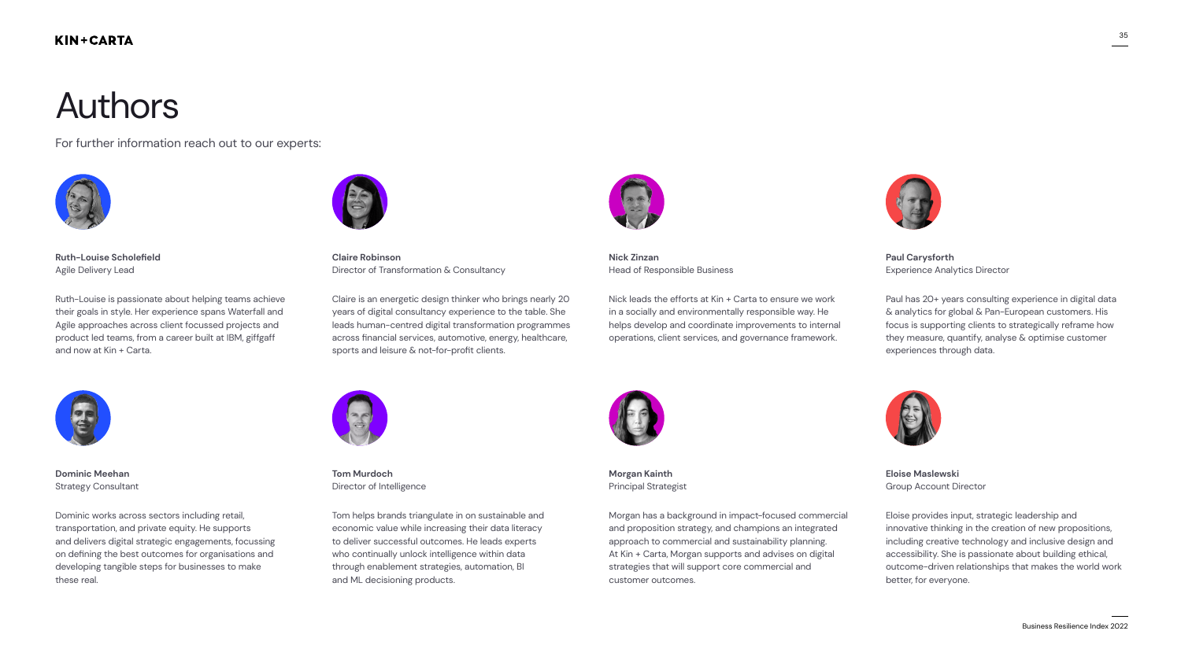# Authors

For further information reach out to our experts:

**Ruth-Louise Scholefield**
Agile Delivery Lead

Ruth-Louise is passionate about helping teams achieve their goals in style. Her experience spans Waterfall and Agile approaches across client focussed projects and product led teams, from a career built at IBM, giffgaff and now at Kin + Carta.

**Claire Robinson**
Director of Transformation & Consultancy

Claire is an energetic design thinker who brings nearly 20 years of digital consultancy experience to the table. She leads human-centred digital transformation programmes across financial services, automotive, energy, healthcare, sports and leisure & not-for-profit clients.

**Nick Zinzan**
Head of Responsible Business

Nick leads the efforts at Kin + Carta to ensure we work in a socially and environmentally responsible way. He helps develop and coordinate improvements to internal operations, client services, and governance framework.

**Paul Carysforth**
Experience Analytics Director

Paul has 20+ years consulting experience in digital data & analytics for global & Pan-European customers. His focus is supporting clients to strategically reframe how they measure, quantify, analyse & optimise customer experiences through data.

**Dominic Meehan**
Strategy Consultant

Dominic works across sectors including retail, transportation, and private equity. He supports and delivers digital strategic engagements, focussing on defining the best outcomes for organisations and developing tangible steps for businesses to make these real.

**Tom Murdoch**
Director of Intelligence

Tom helps brands triangulate in on sustainable and economic value while increasing their data literacy to deliver successful outcomes. He leads experts who continually unlock intelligence within data through enablement strategies, automation, BI and ML decisioning products.

**Morgan Kainth**
Principal Strategist

Morgan has a background in impact-focused commercial and proposition strategy, and champions an integrated approach to commercial and sustainability planning. At Kin + Carta, Morgan supports and advises on digital strategies that will support core commercial and customer outcomes.

**Eloise Maslewski**
Group Account Director

Eloise provides input, strategic leadership and innovative thinking in the creation of new propositions, including creative technology and inclusive design and accessibility. She is passionate about building ethical, outcome-driven relationships that makes the world work better, for everyone.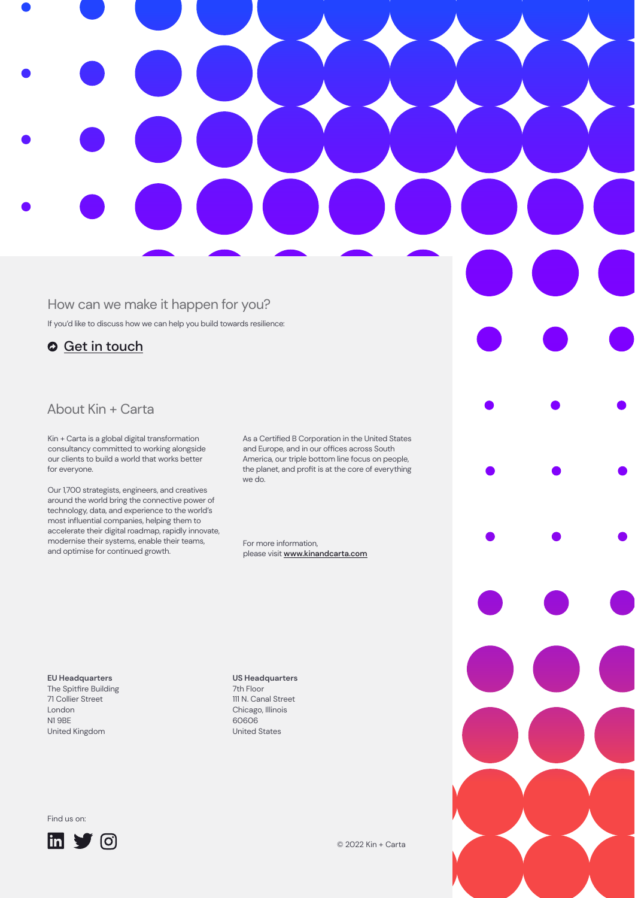## How can we make it happen for you?

If you'd like to discuss how we can help you build towards resilience:

Get in touch

## About Kin + Carta

Kin + Carta is a global digital transformation consultancy committed to working alongside our clients to build a world that works better for everyone.

Our 1,700 strategists, engineers, and creatives around the world bring the connective power of technology, data, and experience to the world's most influential companies, helping them to accelerate their digital roadmap, rapidly innovate, modernise their systems, enable their teams, and optimise for continued growth.

As a Certified B Corporation in the United States and Europe, and in our offices across South America, our triple bottom line focus on people, the planet, and profit is at the core of everything we do.

For more information,
please visit www.kinandcarta.com

**EU Headquarters**
The Spitfire Building
71 Collier Street
London
N1 9BE
United Kingdom

**US Headquarters**
7th Floor
111 N. Canal Street
Chicago, Illinois
60606
United States

Find us on:

© 2022 Kin + Carta